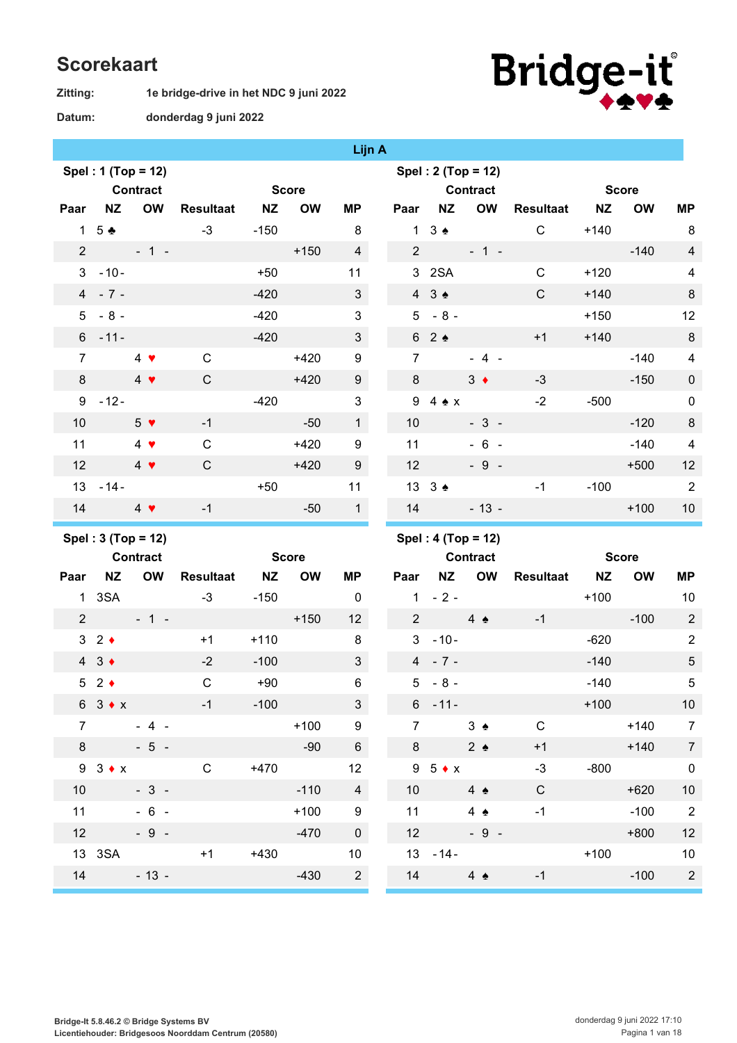# Scorekaart

**Zitting:** 1e bridge-drive in het NDC 9 juni 2022

**Datum:** donderdag 9 juni 2022

Bridge-it ♦♠♥♣

## Lijn A

### Spel : 1 (Top = 12)

| Paar | Contract NZ | Contract OW | Resultaat | Score NZ | Score OW | MP |
|---|---|---|---|---|---|---|
| 1 | 5 ♣ | | -3 | -150 | | 8 |
| 2 | | - 1 - | | | +150 | 4 |
| 3 | - 10 - | | | +50 | | 11 |
| 4 | - 7 - | | | -420 | | 3 |
| 5 | - 8 - | | | -420 | | 3 |
| 6 | - 11 - | | | -420 | | 3 |
| 7 | | 4 ♥ | C | | +420 | 9 |
| 8 | | 4 ♥ | C | | +420 | 9 |
| 9 | - 12 - | | | -420 | | 3 |
| 10 | | 5 ♥ | -1 | | -50 | 1 |
| 11 | | 4 ♥ | C | | +420 | 9 |
| 12 | | 4 ♥ | C | | +420 | 9 |
| 13 | - 14 - | | | +50 | | 11 |
| 14 | | 4 ♥ | -1 | | -50 | 1 |

### Spel : 2 (Top = 12)

| Paar | Contract NZ | Contract OW | Resultaat | Score NZ | Score OW | MP |
|---|---|---|---|---|---|---|
| 1 | 3 ♠ | | C | +140 | | 8 |
| 2 | | - 1 - | | | -140 | 4 |
| 3 | 2SA | | C | +120 | | 4 |
| 4 | 3 ♠ | | C | +140 | | 8 |
| 5 | - 8 - | | | +150 | | 12 |
| 6 | 2 ♠ | | +1 | +140 | | 8 |
| 7 | | - 4 - | | | -140 | 4 |
| 8 | | 3 ♦ | -3 | | -150 | 0 |
| 9 | 4 ♠ x | | -2 | -500 | | 0 |
| 10 | | - 3 - | | | -120 | 8 |
| 11 | | - 6 - | | | -140 | 4 |
| 12 | | - 9 - | | | +500 | 12 |
| 13 | 3 ♠ | | -1 | -100 | | 2 |
| 14 | | - 13 - | | | +100 | 10 |

### Spel : 3 (Top = 12)

| Paar | Contract NZ | Contract OW | Resultaat | Score NZ | Score OW | MP |
|---|---|---|---|---|---|---|
| 1 | 3SA | | -3 | -150 | | 0 |
| 2 | | - 1 - | | | +150 | 12 |
| 3 | 2 ♦ | | +1 | +110 | | 8 |
| 4 | 3 ♦ | | -2 | -100 | | 3 |
| 5 | 2 ♦ | | C | +90 | | 6 |
| 6 | 3 ♦ x | | -1 | -100 | | 3 |
| 7 | | - 4 - | | | +100 | 9 |
| 8 | | - 5 - | | | -90 | 6 |
| 9 | 3 ♦ x | | C | +470 | | 12 |
| 10 | | - 3 - | | | -110 | 4 |
| 11 | | - 6 - | | | +100 | 9 |
| 12 | | - 9 - | | | -470 | 0 |
| 13 | 3SA | | +1 | +430 | | 10 |
| 14 | | - 13 - | | | -430 | 2 |

### Spel : 4 (Top = 12)

| Paar | Contract NZ | Contract OW | Resultaat | Score NZ | Score OW | MP |
|---|---|---|---|---|---|---|
| 1 | - 2 - | | | +100 | | 10 |
| 2 | | 4 ♠ | -1 | | -100 | 2 |
| 3 | - 10 - | | | -620 | | 2 |
| 4 | - 7 - | | | -140 | | 5 |
| 5 | - 8 - | | | -140 | | 5 |
| 6 | - 11 - | | | +100 | | 10 |
| 7 | | 3 ♠ | C | | +140 | 7 |
| 8 | | 2 ♠ | +1 | | +140 | 7 |
| 9 | 5 ♦ x | | -3 | -800 | | 0 |
| 10 | | 4 ♠ | C | | +620 | 10 |
| 11 | | 4 ♠ | -1 | | -100 | 2 |
| 12 | | - 9 - | | | +800 | 12 |
| 13 | - 14 - | | | +100 | | 10 |
| 14 | | 4 ♠ | -1 | | -100 | 2 |

Bridge-It 5.8.46.2 © Bridge Systems BV
Licentiehouder: Bridgesoos Noorddam Centrum (20580)

donderdag 9 juni 2022 17:10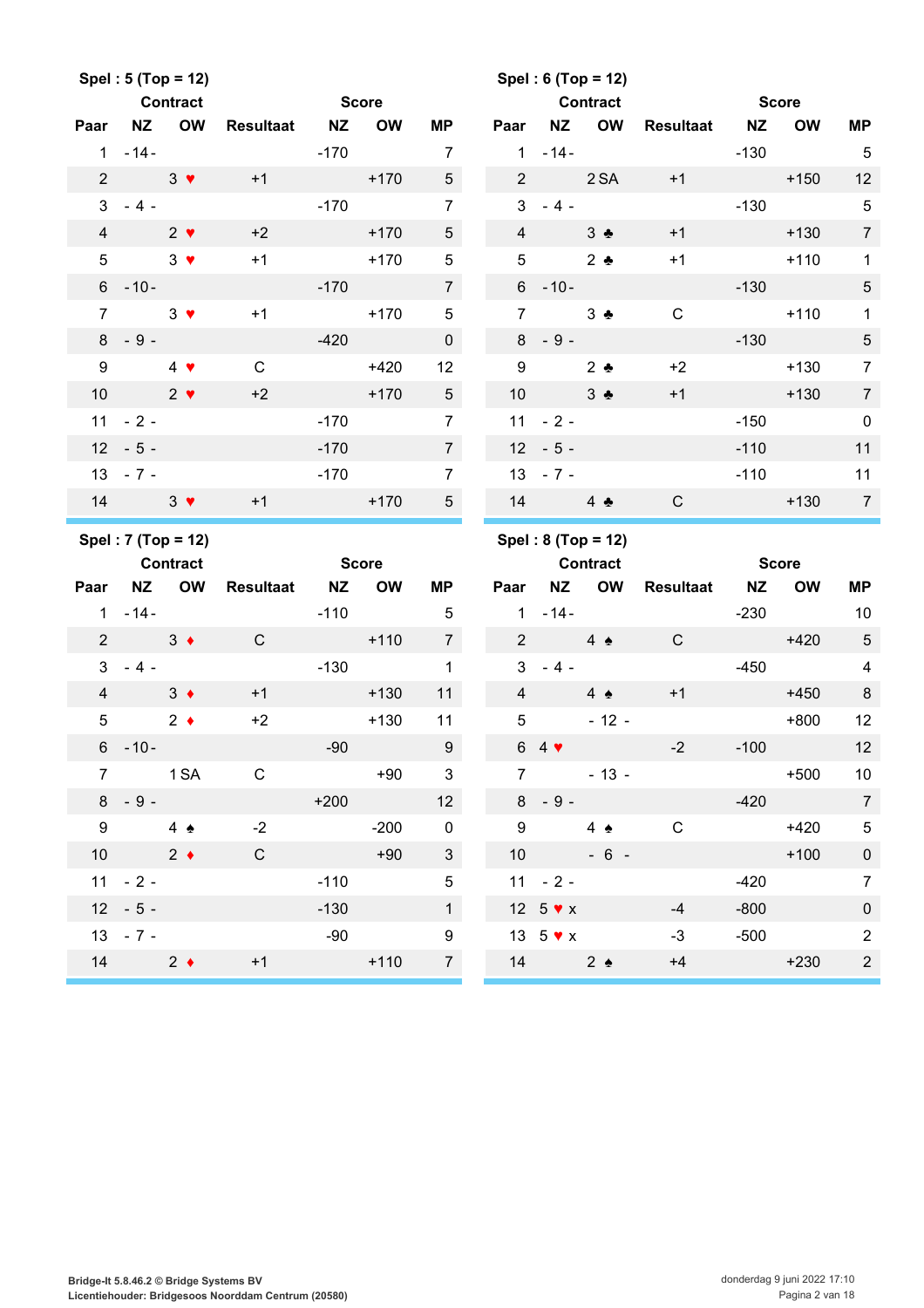**Spel : 5 (Top = 12)**

| Paar | Contract NZ | Contract OW | Resultaat | Score NZ | Score OW | MP |
|---|---|---|---|---|---|---|
| 1 | - 14 - | | | -170 | | 7 |
| 2 | | 3 ♥ | +1 | | +170 | 5 |
| 3 | - 4 - | | | -170 | | 7 |
| 4 | | 2 ♥ | +2 | | +170 | 5 |
| 5 | | 3 ♥ | +1 | | +170 | 5 |
| 6 | - 10 - | | | -170 | | 7 |
| 7 | | 3 ♥ | +1 | | +170 | 5 |
| 8 | - 9 - | | | -420 | | 0 |
| 9 | | 4 ♥ | C | | +420 | 12 |
| 10 | | 2 ♥ | +2 | | +170 | 5 |
| 11 | - 2 - | | | -170 | | 7 |
| 12 | - 5 - | | | -170 | | 7 |
| 13 | - 7 - | | | -170 | | 7 |
| 14 | | 3 ♥ | +1 | | +170 | 5 |

**Spel : 6 (Top = 12)**

| Paar | Contract NZ | Contract OW | Resultaat | Score NZ | Score OW | MP |
|---|---|---|---|---|---|---|
| 1 | - 14 - | | | -130 | | 5 |
| 2 | | 2 SA | +1 | | +150 | 12 |
| 3 | - 4 - | | | -130 | | 5 |
| 4 | | 3 ♣ | +1 | | +130 | 7 |
| 5 | | 2 ♣ | +1 | | +110 | 1 |
| 6 | - 10 - | | | -130 | | 5 |
| 7 | | 3 ♣ | C | | +110 | 1 |
| 8 | - 9 - | | | -130 | | 5 |
| 9 | | 2 ♣ | +2 | | +130 | 7 |
| 10 | | 3 ♣ | +1 | | +130 | 7 |
| 11 | - 2 - | | | -150 | | 0 |
| 12 | - 5 - | | | -110 | | 11 |
| 13 | - 7 - | | | -110 | | 11 |
| 14 | | 4 ♣ | C | | +130 | 7 |

**Spel : 7 (Top = 12)**

| Paar | Contract NZ | Contract OW | Resultaat | Score NZ | Score OW | MP |
|---|---|---|---|---|---|---|
| 1 | - 14 - | | | -110 | | 5 |
| 2 | | 3 ♦ | C | | +110 | 7 |
| 3 | - 4 - | | | -130 | | 1 |
| 4 | | 3 ♦ | +1 | | +130 | 11 |
| 5 | | 2 ♦ | +2 | | +130 | 11 |
| 6 | - 10 - | | | -90 | | 9 |
| 7 | | 1 SA | C | | +90 | 3 |
| 8 | - 9 - | | | +200 | | 12 |
| 9 | | 4 ♠ | -2 | | -200 | 0 |
| 10 | | 2 ♦ | C | | +90 | 3 |
| 11 | - 2 - | | | -110 | | 5 |
| 12 | - 5 - | | | -130 | | 1 |
| 13 | - 7 - | | | -90 | | 9 |
| 14 | | 2 ♦ | +1 | | +110 | 7 |

**Spel : 8 (Top = 12)**

| Paar | Contract NZ | Contract OW | Resultaat | Score NZ | Score OW | MP |
|---|---|---|---|---|---|---|
| 1 | - 14 - | | | -230 | | 10 |
| 2 | | 4 ♠ | C | | +420 | 5 |
| 3 | - 4 - | | | -450 | | 4 |
| 4 | | 4 ♠ | +1 | | +450 | 8 |
| 5 | | - 12 - | | | +800 | 12 |
| 6 | 4 ♥ | | -2 | -100 | | 12 |
| 7 | | - 13 - | | | +500 | 10 |
| 8 | - 9 - | | | -420 | | 7 |
| 9 | | 4 ♠ | C | | +420 | 5 |
| 10 | | - 6 - | | | +100 | 0 |
| 11 | - 2 - | | | -420 | | 7 |
| 12 | 5 ♥ x | | -4 | -800 | | 0 |
| 13 | 5 ♥ x | | -3 | -500 | | 2 |
| 14 | | 2 ♠ | +4 | | +230 | 2 |

Bridge-It 5.8.46.2 © Bridge Systems BV
Licentiehouder: Bridgesoos Noorddam Centrum (20580)

donderdag 9 juni 2022 17:10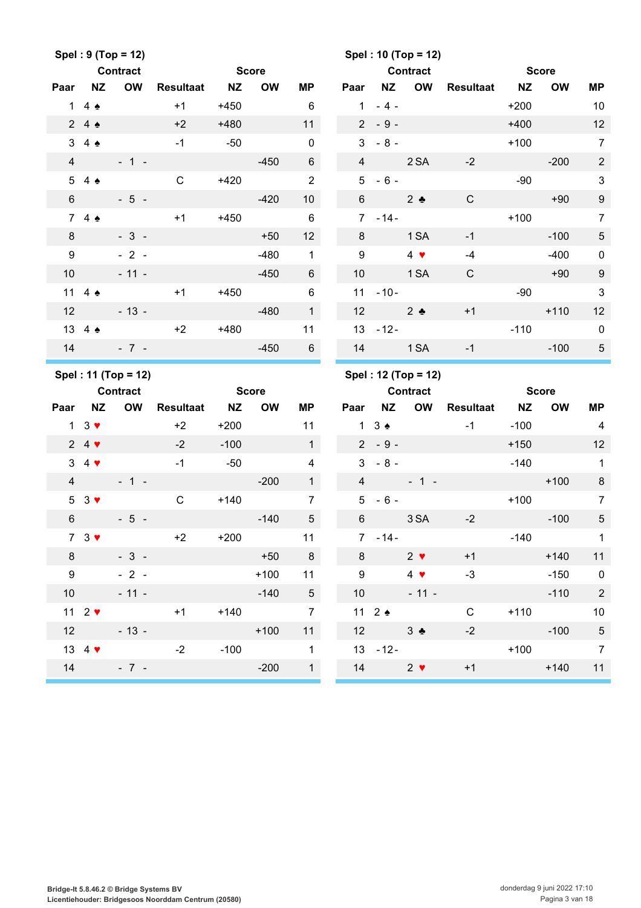**Spel : 9 (Top = 12)**

| Paar | Contract NZ | Contract OW | Resultaat | Score NZ | Score OW | MP |
|---|---|---|---|---|---|---|
| 1 | 4 ♠ | | +1 | +450 | | 6 |
| 2 | 4 ♠ | | +2 | +480 | | 11 |
| 3 | 4 ♠ | | -1 | -50 | | 0 |
| 4 | | - 1 - | | | -450 | 6 |
| 5 | 4 ♠ | | C | +420 | | 2 |
| 6 | | - 5 - | | | -420 | 10 |
| 7 | 4 ♠ | | +1 | +450 | | 6 |
| 8 | | - 3 - | | | +50 | 12 |
| 9 | | - 2 - | | | -480 | 1 |
| 10 | | - 11 - | | | -450 | 6 |
| 11 | 4 ♠ | | +1 | +450 | | 6 |
| 12 | | - 13 - | | | -480 | 1 |
| 13 | 4 ♠ | | +2 | +480 | | 11 |
| 14 | | - 7 - | | | -450 | 6 |

**Spel : 10 (Top = 12)**

| Paar | Contract NZ | Contract OW | Resultaat | Score NZ | Score OW | MP |
|---|---|---|---|---|---|---|
| 1 | - 4 - | | | +200 | | 10 |
| 2 | - 9 - | | | +400 | | 12 |
| 3 | - 8 - | | | +100 | | 7 |
| 4 | | 2 SA | -2 | | -200 | 2 |
| 5 | - 6 - | | | -90 | | 3 |
| 6 | | 2 ♣ | C | | +90 | 9 |
| 7 | - 14 - | | | +100 | | 7 |
| 8 | | 1 SA | -1 | | -100 | 5 |
| 9 | | 4 ♥ | -4 | | -400 | 0 |
| 10 | | 1 SA | C | | +90 | 9 |
| 11 | - 10 - | | | -90 | | 3 |
| 12 | | 2 ♣ | +1 | | +110 | 12 |
| 13 | - 12 - | | | -110 | | 0 |
| 14 | | 1 SA | -1 | | -100 | 5 |

**Spel : 11 (Top = 12)**

| Paar | Contract NZ | Contract OW | Resultaat | Score NZ | Score OW | MP |
|---|---|---|---|---|---|---|
| 1 | 3 ♥ | | +2 | +200 | | 11 |
| 2 | 4 ♥ | | -2 | -100 | | 1 |
| 3 | 4 ♥ | | -1 | -50 | | 4 |
| 4 | | - 1 - | | | -200 | 1 |
| 5 | 3 ♥ | | C | +140 | | 7 |
| 6 | | - 5 - | | | -140 | 5 |
| 7 | 3 ♥ | | +2 | +200 | | 11 |
| 8 | | - 3 - | | | +50 | 8 |
| 9 | | - 2 - | | | +100 | 11 |
| 10 | | - 11 - | | | -140 | 5 |
| 11 | 2 ♥ | | +1 | +140 | | 7 |
| 12 | | - 13 - | | | +100 | 11 |
| 13 | 4 ♥ | | -2 | -100 | | 1 |
| 14 | | - 7 - | | | -200 | 1 |

**Spel : 12 (Top = 12)**

| Paar | Contract NZ | Contract OW | Resultaat | Score NZ | Score OW | MP |
|---|---|---|---|---|---|---|
| 1 | 3 ♠ | | -1 | -100 | | 4 |
| 2 | - 9 - | | | +150 | | 12 |
| 3 | - 8 - | | | -140 | | 1 |
| 4 | | - 1 - | | | +100 | 8 |
| 5 | - 6 - | | | +100 | | 7 |
| 6 | | 3 SA | -2 | | -100 | 5 |
| 7 | - 14 - | | | -140 | | 1 |
| 8 | | 2 ♥ | +1 | | +140 | 11 |
| 9 | | 4 ♥ | -3 | | -150 | 0 |
| 10 | | - 11 - | | | -110 | 2 |
| 11 | 2 ♠ | | C | +110 | | 10 |
| 12 | | 3 ♣ | -2 | | -100 | 5 |
| 13 | - 12 - | | | +100 | | 7 |
| 14 | | 2 ♥ | +1 | | +140 | 11 |

**Bridge-It 5.8.46.2 © Bridge Systems BV**
**Licentiehouder: Bridgesoos Noorddam Centrum (20580)**

donderdag 9 juni 2022 17:10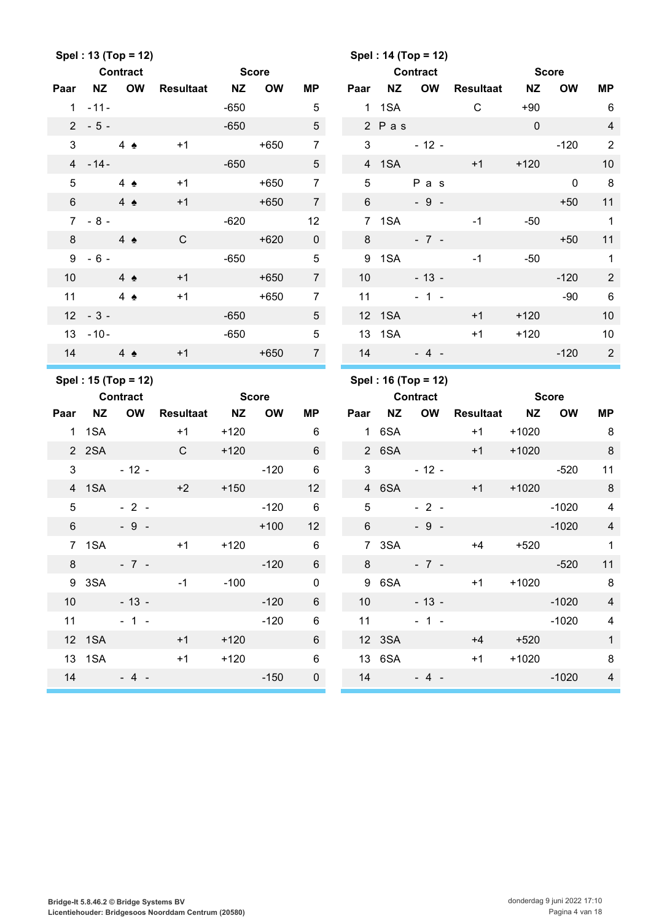**Spel : 13 (Top = 12)**

| Paar | Contract NZ | Contract OW | Resultaat | Score NZ | Score OW | MP |
|---|---|---|---|---|---|---|
| 1 | -11- | | | -650 | | 5 |
| 2 | - 5 - | | | -650 | | 5 |
| 3 | | 4 ♠ | +1 | | +650 | 7 |
| 4 | -14- | | | -650 | | 5 |
| 5 | | 4 ♠ | +1 | | +650 | 7 |
| 6 | | 4 ♠ | +1 | | +650 | 7 |
| 7 | - 8 - | | | -620 | | 12 |
| 8 | | 4 ♠ | C | | +620 | 0 |
| 9 | - 6 - | | | -650 | | 5 |
| 10 | | 4 ♠ | +1 | | +650 | 7 |
| 11 | | 4 ♠ | +1 | | +650 | 7 |
| 12 | - 3 - | | | -650 | | 5 |
| 13 | -10- | | | -650 | | 5 |
| 14 | | 4 ♠ | +1 | | +650 | 7 |

**Spel : 14 (Top = 12)**

| Paar | Contract NZ | Contract OW | Resultaat | Score NZ | Score OW | MP |
|---|---|---|---|---|---|---|
| 1 | 1SA | | C | +90 | | 6 |
| 2 | P a s | | | 0 | | 4 |
| 3 | | - 12 - | | | -120 | 2 |
| 4 | 1SA | | +1 | +120 | | 10 |
| 5 | | P a s | | | 0 | 8 |
| 6 | | - 9 - | | | +50 | 11 |
| 7 | 1SA | | -1 | -50 | | 1 |
| 8 | | - 7 - | | | +50 | 11 |
| 9 | 1SA | | -1 | -50 | | 1 |
| 10 | | - 13 - | | | -120 | 2 |
| 11 | | - 1 - | | | -90 | 6 |
| 12 | 1SA | | +1 | +120 | | 10 |
| 13 | 1SA | | +1 | +120 | | 10 |
| 14 | | - 4 - | | | -120 | 2 |

**Spel : 15 (Top = 12)**

| Paar | Contract NZ | Contract OW | Resultaat | Score NZ | Score OW | MP |
|---|---|---|---|---|---|---|
| 1 | 1SA | | +1 | +120 | | 6 |
| 2 | 2SA | | C | +120 | | 6 |
| 3 | | - 12 - | | | -120 | 6 |
| 4 | 1SA | | +2 | +150 | | 12 |
| 5 | | - 2 - | | | -120 | 6 |
| 6 | | - 9 - | | | +100 | 12 |
| 7 | 1SA | | +1 | +120 | | 6 |
| 8 | | - 7 - | | | -120 | 6 |
| 9 | 3SA | | -1 | -100 | | 0 |
| 10 | | - 13 - | | | -120 | 6 |
| 11 | | - 1 - | | | -120 | 6 |
| 12 | 1SA | | +1 | +120 | | 6 |
| 13 | 1SA | | +1 | +120 | | 6 |
| 14 | | - 4 - | | | -150 | 0 |

**Spel : 16 (Top = 12)**

| Paar | Contract NZ | Contract OW | Resultaat | Score NZ | Score OW | MP |
|---|---|---|---|---|---|---|
| 1 | 6SA | | +1 | +1020 | | 8 |
| 2 | 6SA | | +1 | +1020 | | 8 |
| 3 | | - 12 - | | | -520 | 11 |
| 4 | 6SA | | +1 | +1020 | | 8 |
| 5 | | - 2 - | | | -1020 | 4 |
| 6 | | - 9 - | | | -1020 | 4 |
| 7 | 3SA | | +4 | +520 | | 1 |
| 8 | | - 7 - | | | -520 | 11 |
| 9 | 6SA | | +1 | +1020 | | 8 |
| 10 | | - 13 - | | | -1020 | 4 |
| 11 | | - 1 - | | | -1020 | 4 |
| 12 | 3SA | | +4 | +520 | | 1 |
| 13 | 6SA | | +1 | +1020 | | 8 |
| 14 | | - 4 - | | | -1020 | 4 |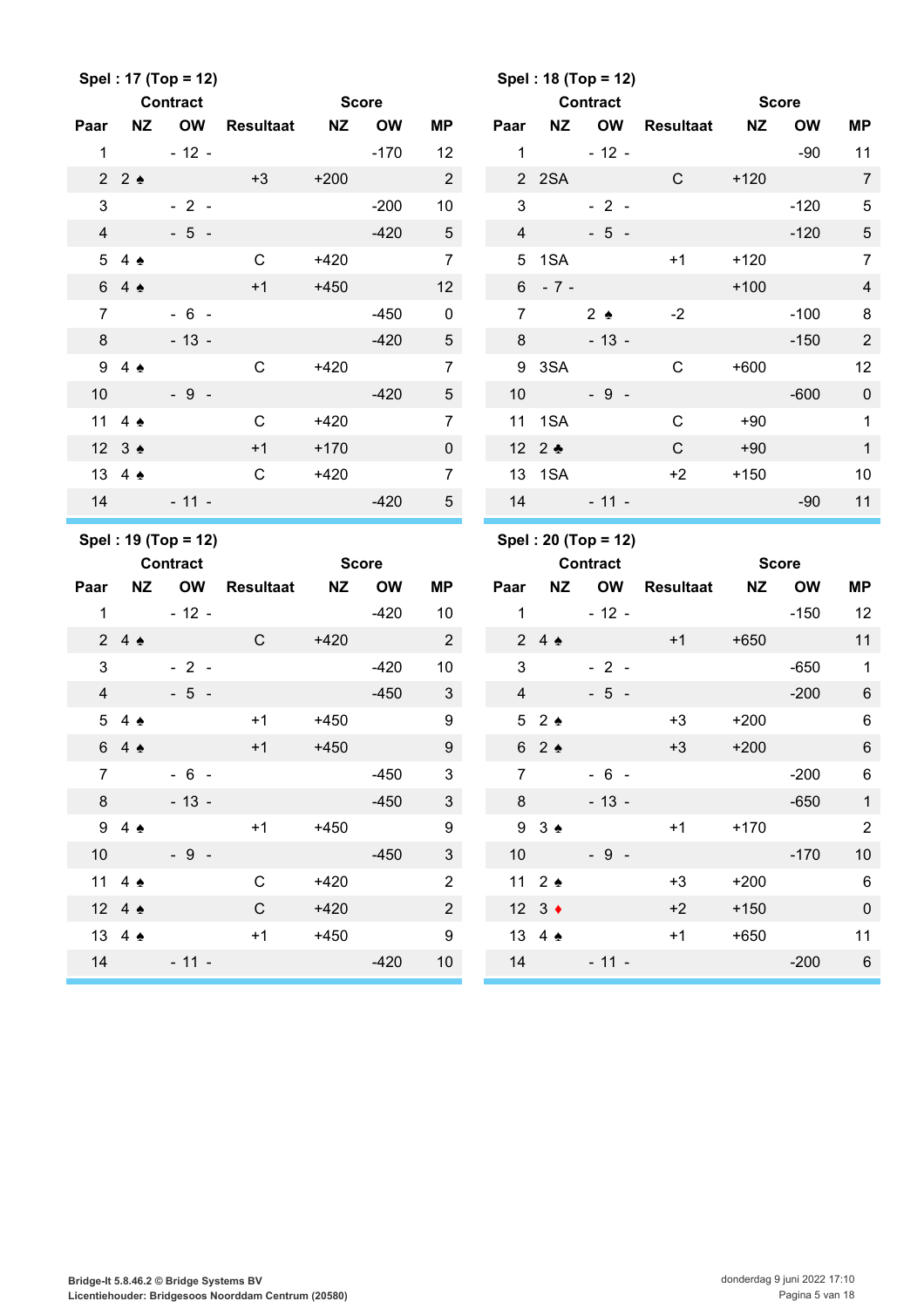### Spel : 17 (Top = 12)

| Paar | Contract NZ | Contract OW | Resultaat | Score NZ | Score OW | MP |
|---|---|---|---|---|---|---|
| 1 | | - 12 - | | | -170 | 12 |
| 2 | 2 ♠ | | +3 | +200 | | 2 |
| 3 | | - 2 - | | | -200 | 10 |
| 4 | | - 5 - | | | -420 | 5 |
| 5 | 4 ♠ | | C | +420 | | 7 |
| 6 | 4 ♠ | | +1 | +450 | | 12 |
| 7 | | - 6 - | | | -450 | 0 |
| 8 | | - 13 - | | | -420 | 5 |
| 9 | 4 ♠ | | C | +420 | | 7 |
| 10 | | - 9 - | | | -420 | 5 |
| 11 | 4 ♠ | | C | +420 | | 7 |
| 12 | 3 ♠ | | +1 | +170 | | 0 |
| 13 | 4 ♠ | | C | +420 | | 7 |
| 14 | | - 11 - | | | -420 | 5 |

### Spel : 18 (Top = 12)

| Paar | Contract NZ | Contract OW | Resultaat | Score NZ | Score OW | MP |
|---|---|---|---|---|---|---|
| 1 | | - 12 - | | | -90 | 11 |
| 2 | 2SA | | C | +120 | | 7 |
| 3 | | - 2 - | | | -120 | 5 |
| 4 | | - 5 - | | | -120 | 5 |
| 5 | 1SA | | +1 | +120 | | 7 |
| 6 | - 7 - | | | +100 | | 4 |
| 7 | | 2 ♠ | -2 | | -100 | 8 |
| 8 | | - 13 - | | | -150 | 2 |
| 9 | 3SA | | C | +600 | | 12 |
| 10 | | - 9 - | | | -600 | 0 |
| 11 | 1SA | | C | +90 | | 1 |
| 12 | 2 ♣ | | C | +90 | | 1 |
| 13 | 1SA | | +2 | +150 | | 10 |
| 14 | | - 11 - | | | -90 | 11 |

### Spel : 19 (Top = 12)

| Paar | Contract NZ | Contract OW | Resultaat | Score NZ | Score OW | MP |
|---|---|---|---|---|---|---|
| 1 | | - 12 - | | | -420 | 10 |
| 2 | 4 ♠ | | C | +420 | | 2 |
| 3 | | - 2 - | | | -420 | 10 |
| 4 | | - 5 - | | | -450 | 3 |
| 5 | 4 ♠ | | +1 | +450 | | 9 |
| 6 | 4 ♠ | | +1 | +450 | | 9 |
| 7 | | - 6 - | | | -450 | 3 |
| 8 | | - 13 - | | | -450 | 3 |
| 9 | 4 ♠ | | +1 | +450 | | 9 |
| 10 | | - 9 - | | | -450 | 3 |
| 11 | 4 ♠ | | C | +420 | | 2 |
| 12 | 4 ♠ | | C | +420 | | 2 |
| 13 | 4 ♠ | | +1 | +450 | | 9 |
| 14 | | - 11 - | | | -420 | 10 |

### Spel : 20 (Top = 12)

| Paar | Contract NZ | Contract OW | Resultaat | Score NZ | Score OW | MP |
|---|---|---|---|---|---|---|
| 1 | | - 12 - | | | -150 | 12 |
| 2 | 4 ♠ | | +1 | +650 | | 11 |
| 3 | | - 2 - | | | -650 | 1 |
| 4 | | - 5 - | | | -200 | 6 |
| 5 | 2 ♠ | | +3 | +200 | | 6 |
| 6 | 2 ♠ | | +3 | +200 | | 6 |
| 7 | | - 6 - | | | -200 | 6 |
| 8 | | - 13 - | | | -650 | 1 |
| 9 | 3 ♠ | | +1 | +170 | | 2 |
| 10 | | - 9 - | | | -170 | 10 |
| 11 | 2 ♠ | | +3 | +200 | | 6 |
| 12 | 3 ♦ | | +2 | +150 | | 0 |
| 13 | 4 ♠ | | +1 | +650 | | 11 |
| 14 | | - 11 - | | | -200 | 6 |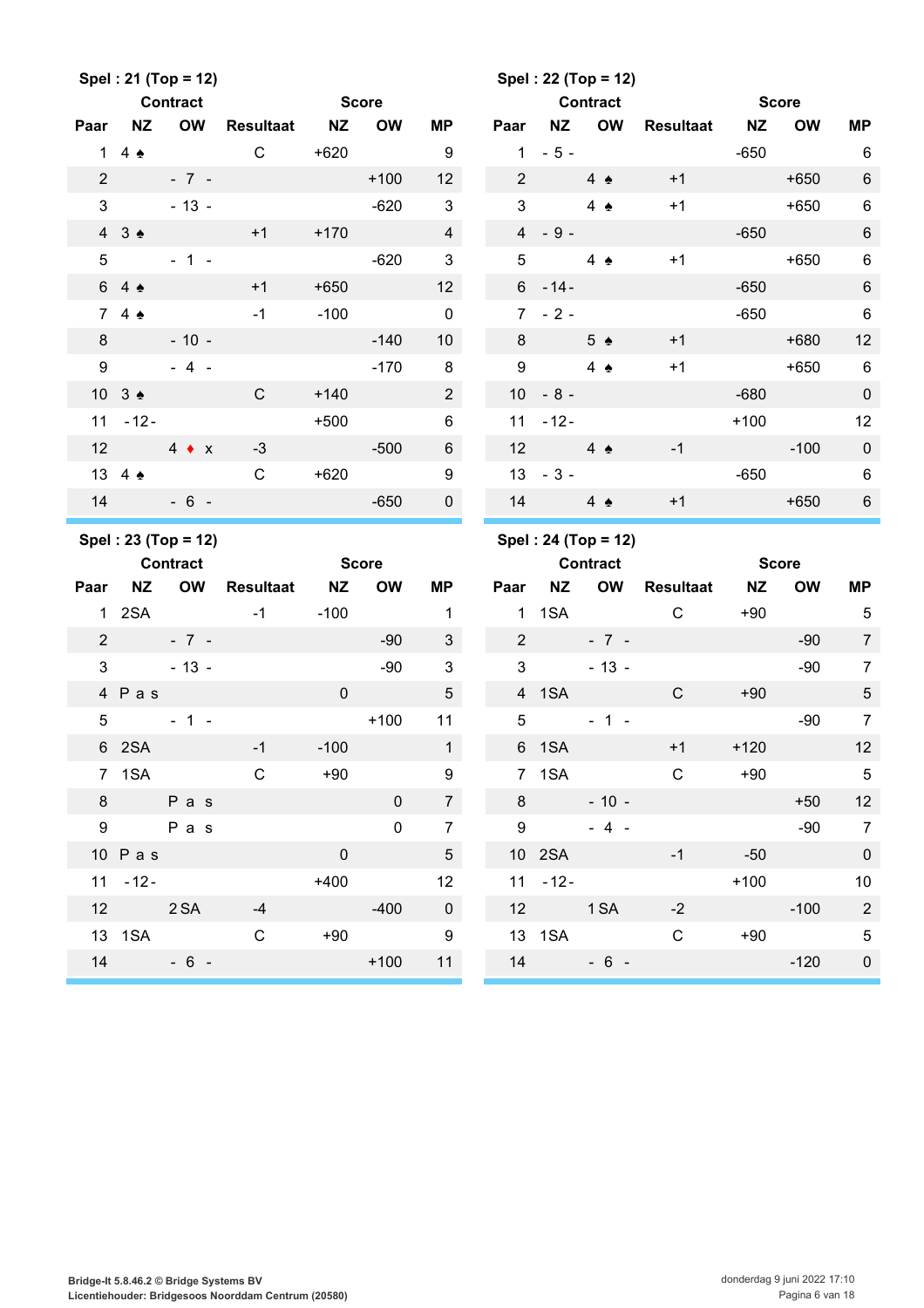**Spel : 21 (Top = 12)**

| Paar | Contract NZ | Contract OW | Resultaat | Score NZ | Score OW | MP |
|---|---|---|---|---|---|---|
| 1 | 4 ♠ | | C | +620 | | 9 |
| 2 | | - 7 - | | | +100 | 12 |
| 3 | | - 13 - | | | -620 | 3 |
| 4 | 3 ♠ | | +1 | +170 | | 4 |
| 5 | | - 1 - | | | -620 | 3 |
| 6 | 4 ♠ | | +1 | +650 | | 12 |
| 7 | 4 ♠ | | -1 | -100 | | 0 |
| 8 | | - 10 - | | | -140 | 10 |
| 9 | | - 4 - | | | -170 | 8 |
| 10 | 3 ♠ | | C | +140 | | 2 |
| 11 | - 12 - | | | +500 | | 6 |
| 12 | | 4 ♦ x | -3 | | -500 | 6 |
| 13 | 4 ♠ | | C | +620 | | 9 |
| 14 | | - 6 - | | | -650 | 0 |

**Spel : 22 (Top = 12)**

| Paar | Contract NZ | Contract OW | Resultaat | Score NZ | Score OW | MP |
|---|---|---|---|---|---|---|
| 1 | - 5 - | | | -650 | | 6 |
| 2 | | 4 ♠ | +1 | | +650 | 6 |
| 3 | | 4 ♠ | +1 | | +650 | 6 |
| 4 | - 9 - | | | -650 | | 6 |
| 5 | | 4 ♠ | +1 | | +650 | 6 |
| 6 | - 14 - | | | -650 | | 6 |
| 7 | - 2 - | | | -650 | | 6 |
| 8 | | 5 ♠ | +1 | | +680 | 12 |
| 9 | | 4 ♠ | +1 | | +650 | 6 |
| 10 | - 8 - | | | -680 | | 0 |
| 11 | - 12 - | | | +100 | | 12 |
| 12 | | 4 ♠ | -1 | | -100 | 0 |
| 13 | - 3 - | | | -650 | | 6 |
| 14 | | 4 ♠ | +1 | | +650 | 6 |

**Spel : 23 (Top = 12)**

| Paar | Contract NZ | Contract OW | Resultaat | Score NZ | Score OW | MP |
|---|---|---|---|---|---|---|
| 1 | 2SA | | -1 | -100 | | 1 |
| 2 | | - 7 - | | | -90 | 3 |
| 3 | | - 13 - | | | -90 | 3 |
| 4 | Pas | | | 0 | | 5 |
| 5 | | - 1 - | | | +100 | 11 |
| 6 | 2SA | | -1 | -100 | | 1 |
| 7 | 1SA | | C | +90 | | 9 |
| 8 | | Pas | | | 0 | 7 |
| 9 | | Pas | | | 0 | 7 |
| 10 | Pas | | | 0 | | 5 |
| 11 | - 12 - | | | +400 | | 12 |
| 12 | | 2 SA | -4 | | -400 | 0 |
| 13 | 1SA | | C | +90 | | 9 |
| 14 | | - 6 - | | | +100 | 11 |

**Spel : 24 (Top = 12)**

| Paar | Contract NZ | Contract OW | Resultaat | Score NZ | Score OW | MP |
|---|---|---|---|---|---|---|
| 1 | 1SA | | C | +90 | | 5 |
| 2 | | - 7 - | | | -90 | 7 |
| 3 | | - 13 - | | | -90 | 7 |
| 4 | 1SA | | C | +90 | | 5 |
| 5 | | - 1 - | | | -90 | 7 |
| 6 | 1SA | | +1 | +120 | | 12 |
| 7 | 1SA | | C | +90 | | 5 |
| 8 | | - 10 - | | | +50 | 12 |
| 9 | | - 4 - | | | -90 | 7 |
| 10 | 2SA | | -1 | -50 | | 0 |
| 11 | - 12 - | | | +100 | | 10 |
| 12 | | 1 SA | -2 | | -100 | 2 |
| 13 | 1SA | | C | +90 | | 5 |
| 14 | | - 6 - | | | -120 | 0 |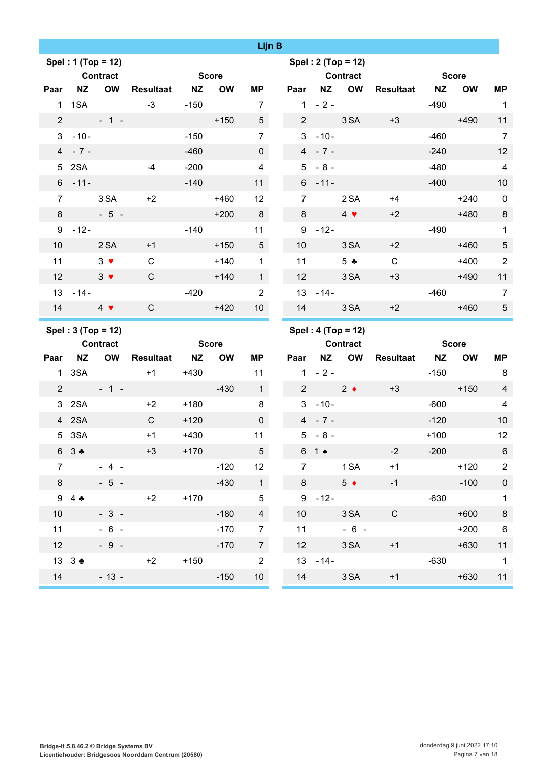## Lijn B

### Spel : 1 (Top = 12)

| Paar | Contract NZ | Contract OW | Resultaat | Score NZ | Score OW | MP |
|---|---|---|---|---|---|---|
| 1 | 1SA | | -3 | -150 | | 7 |
| 2 | | - 1 - | | | +150 | 5 |
| 3 | -10- | | | -150 | | 7 |
| 4 | - 7 - | | | -460 | | 0 |
| 5 | 2SA | | -4 | -200 | | 4 |
| 6 | -11- | | | -140 | | 11 |
| 7 | | 3 SA | +2 | | +460 | 12 |
| 8 | | - 5 - | | | +200 | 8 |
| 9 | -12- | | | -140 | | 11 |
| 10 | | 2 SA | +1 | | +150 | 5 |
| 11 | | 3 ♥ | C | | +140 | 1 |
| 12 | | 3 ♥ | C | | +140 | 1 |
| 13 | -14- | | | -420 | | 2 |
| 14 | | 4 ♥ | C | | +420 | 10 |

### Spel : 2 (Top = 12)

| Paar | Contract NZ | Contract OW | Resultaat | Score NZ | Score OW | MP |
|---|---|---|---|---|---|---|
| 1 | - 2 - | | | -490 | | 1 |
| 2 | | 3 SA | +3 | | +490 | 11 |
| 3 | -10- | | | -460 | | 7 |
| 4 | - 7 - | | | -240 | | 12 |
| 5 | - 8 - | | | -480 | | 4 |
| 6 | -11- | | | -400 | | 10 |
| 7 | | 2 SA | +4 | | +240 | 0 |
| 8 | | 4 ♥ | +2 | | +480 | 8 |
| 9 | -12- | | | -490 | | 1 |
| 10 | | 3 SA | +2 | | +460 | 5 |
| 11 | | 5 ♣ | C | | +400 | 2 |
| 12 | | 3 SA | +3 | | +490 | 11 |
| 13 | -14- | | | -460 | | 7 |
| 14 | | 3 SA | +2 | | +460 | 5 |

### Spel : 3 (Top = 12)

| Paar | Contract NZ | Contract OW | Resultaat | Score NZ | Score OW | MP |
|---|---|---|---|---|---|---|
| 1 | 3SA | | +1 | +430 | | 11 |
| 2 | | - 1 - | | | -430 | 1 |
| 3 | 2SA | | +2 | +180 | | 8 |
| 4 | 2SA | | C | +120 | | 0 |
| 5 | 3SA | | +1 | +430 | | 11 |
| 6 | 3 ♣ | | +3 | +170 | | 5 |
| 7 | | - 4 - | | | -120 | 12 |
| 8 | | - 5 - | | | -430 | 1 |
| 9 | 4 ♣ | | +2 | +170 | | 5 |
| 10 | | - 3 - | | | -180 | 4 |
| 11 | | - 6 - | | | -170 | 7 |
| 12 | | - 9 - | | | -170 | 7 |
| 13 | 3 ♣ | | +2 | +150 | | 2 |
| 14 | | - 13 - | | | -150 | 10 |

### Spel : 4 (Top = 12)

| Paar | Contract NZ | Contract OW | Resultaat | Score NZ | Score OW | MP |
|---|---|---|---|---|---|---|
| 1 | - 2 - | | | -150 | | 8 |
| 2 | | 2 ♦ | +3 | | +150 | 4 |
| 3 | -10- | | | -600 | | 4 |
| 4 | - 7 - | | | -120 | | 10 |
| 5 | - 8 - | | | +100 | | 12 |
| 6 | 1 ♠ | | -2 | -200 | | 6 |
| 7 | | 1 SA | +1 | | +120 | 2 |
| 8 | | 5 ♦ | -1 | | -100 | 0 |
| 9 | -12- | | | -630 | | 1 |
| 10 | | 3 SA | C | | +600 | 8 |
| 11 | | - 6 - | | | +200 | 6 |
| 12 | | 3 SA | +1 | | +630 | 11 |
| 13 | -14- | | | -630 | | 1 |
| 14 | | 3 SA | +1 | | +630 | 11 |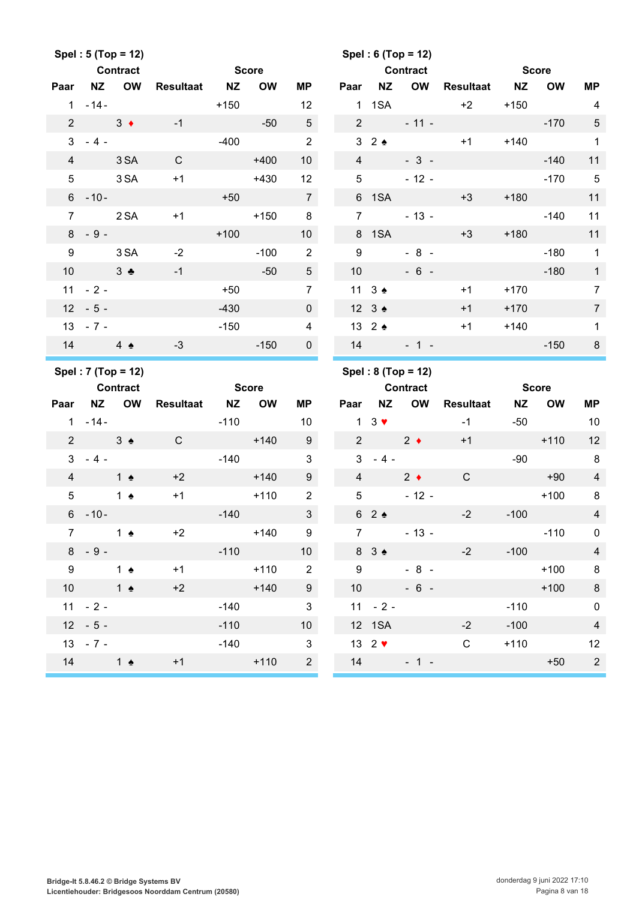**Spel : 5 (Top = 12)**

| Paar | Contract NZ | Contract OW | Resultaat | Score NZ | Score OW | MP |
|---|---|---|---|---|---|---|
| 1 | -14- | | | +150 | | 12 |
| 2 | | 3 ♦ | -1 | | -50 | 5 |
| 3 | - 4 - | | | -400 | | 2 |
| 4 | | 3 SA | C | | +400 | 10 |
| 5 | | 3 SA | +1 | | +430 | 12 |
| 6 | -10- | | | +50 | | 7 |
| 7 | | 2 SA | +1 | | +150 | 8 |
| 8 | - 9 - | | | +100 | | 10 |
| 9 | | 3 SA | -2 | | -100 | 2 |
| 10 | | 3 ♣ | -1 | | -50 | 5 |
| 11 | - 2 - | | | +50 | | 7 |
| 12 | - 5 - | | | -430 | | 0 |
| 13 | - 7 - | | | -150 | | 4 |
| 14 | | 4 ♠ | -3 | | -150 | 0 |

**Spel : 6 (Top = 12)**

| Paar | Contract NZ | Contract OW | Resultaat | Score NZ | Score OW | MP |
|---|---|---|---|---|---|---|
| 1 | 1SA | | +2 | +150 | | 4 |
| 2 | | - 11 - | | | -170 | 5 |
| 3 | 2 ♠ | | +1 | +140 | | 1 |
| 4 | | - 3 - | | | -140 | 11 |
| 5 | | - 12 - | | | -170 | 5 |
| 6 | 1SA | | +3 | +180 | | 11 |
| 7 | | - 13 - | | | -140 | 11 |
| 8 | 1SA | | +3 | +180 | | 11 |
| 9 | | - 8 - | | | -180 | 1 |
| 10 | | - 6 - | | | -180 | 1 |
| 11 | 3 ♠ | | +1 | +170 | | 7 |
| 12 | 3 ♠ | | +1 | +170 | | 7 |
| 13 | 2 ♠ | | +1 | +140 | | 1 |
| 14 | | - 1 - | | | -150 | 8 |

**Spel : 7 (Top = 12)**

| Paar | Contract NZ | Contract OW | Resultaat | Score NZ | Score OW | MP |
|---|---|---|---|---|---|---|
| 1 | -14- | | | -110 | | 10 |
| 2 | | 3 ♠ | C | | +140 | 9 |
| 3 | - 4 - | | | -140 | | 3 |
| 4 | | 1 ♠ | +2 | | +140 | 9 |
| 5 | | 1 ♠ | +1 | | +110 | 2 |
| 6 | -10- | | | -140 | | 3 |
| 7 | | 1 ♠ | +2 | | +140 | 9 |
| 8 | - 9 - | | | -110 | | 10 |
| 9 | | 1 ♠ | +1 | | +110 | 2 |
| 10 | | 1 ♠ | +2 | | +140 | 9 |
| 11 | - 2 - | | | -140 | | 3 |
| 12 | - 5 - | | | -110 | | 10 |
| 13 | - 7 - | | | -140 | | 3 |
| 14 | | 1 ♠ | +1 | | +110 | 2 |

**Spel : 8 (Top = 12)**

| Paar | Contract NZ | Contract OW | Resultaat | Score NZ | Score OW | MP |
|---|---|---|---|---|---|---|
| 1 | 3 ♥ | | -1 | -50 | | 10 |
| 2 | | 2 ♦ | +1 | | +110 | 12 |
| 3 | - 4 - | | | -90 | | 8 |
| 4 | | 2 ♦ | C | | +90 | 4 |
| 5 | | - 12 - | | | +100 | 8 |
| 6 | 2 ♠ | | -2 | -100 | | 4 |
| 7 | | - 13 - | | | -110 | 0 |
| 8 | 3 ♠ | | -2 | -100 | | 4 |
| 9 | | - 8 - | | | +100 | 8 |
| 10 | | - 6 - | | | +100 | 8 |
| 11 | - 2 - | | | -110 | | 0 |
| 12 | 1SA | | -2 | -100 | | 4 |
| 13 | 2 ♥ | | C | +110 | | 12 |
| 14 | | - 1 - | | | +50 | 2 |

Bridge-It 5.8.46.2 © Bridge Systems BV
Licentiehouder: Bridgesoos Noorddam Centrum (20580)

donderdag 9 juni 2022 17:10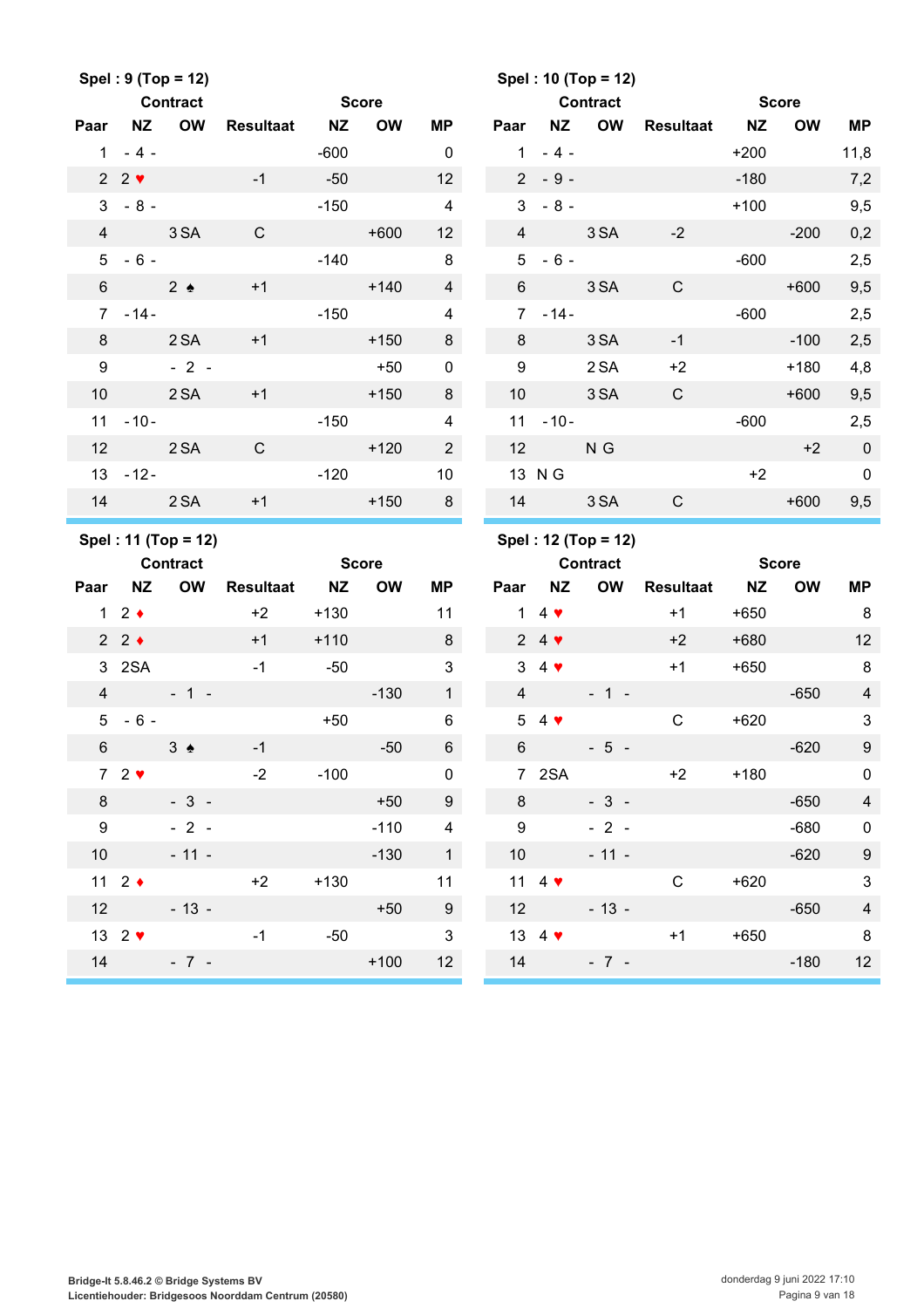**Spel : 9 (Top = 12)**

| Paar | Contract NZ | Contract OW | Resultaat | Score NZ | Score OW | MP |
|---|---|---|---|---|---|---|
| 1 | - 4 - | | | -600 | | 0 |
| 2 | 2 ♥ | | -1 | -50 | | 12 |
| 3 | - 8 - | | | -150 | | 4 |
| 4 | | 3 SA | C | | +600 | 12 |
| 5 | - 6 - | | | -140 | | 8 |
| 6 | | 2 ♠ | +1 | | +140 | 4 |
| 7 | -14- | | | -150 | | 4 |
| 8 | | 2 SA | +1 | | +150 | 8 |
| 9 | | - 2 - | | | +50 | 0 |
| 10 | | 2 SA | +1 | | +150 | 8 |
| 11 | -10- | | | -150 | | 4 |
| 12 | | 2 SA | C | | +120 | 2 |
| 13 | -12- | | | -120 | | 10 |
| 14 | | 2 SA | +1 | | +150 | 8 |

**Spel : 10 (Top = 12)**

| Paar | Contract NZ | Contract OW | Resultaat | Score NZ | Score OW | MP |
|---|---|---|---|---|---|---|
| 1 | - 4 - | | | +200 | | 11,8 |
| 2 | - 9 - | | | -180 | | 7,2 |
| 3 | - 8 - | | | +100 | | 9,5 |
| 4 | | 3 SA | -2 | | -200 | 0,2 |
| 5 | - 6 - | | | -600 | | 2,5 |
| 6 | | 3 SA | C | | +600 | 9,5 |
| 7 | -14- | | | -600 | | 2,5 |
| 8 | | 3 SA | -1 | | -100 | 2,5 |
| 9 | | 2 SA | +2 | | +180 | 4,8 |
| 10 | | 3 SA | C | | +600 | 9,5 |
| 11 | -10- | | | -600 | | 2,5 |
| 12 | | N G | | | +2 | 0 |
| 13 | N G | | | +2 | | 0 |
| 14 | | 3 SA | C | | +600 | 9,5 |

**Spel : 11 (Top = 12)**

| Paar | Contract NZ | Contract OW | Resultaat | Score NZ | Score OW | MP |
|---|---|---|---|---|---|---|
| 1 | 2 ♦ | | +2 | +130 | | 11 |
| 2 | 2 ♦ | | +1 | +110 | | 8 |
| 3 | 2SA | | -1 | -50 | | 3 |
| 4 | | - 1 - | | | -130 | 1 |
| 5 | - 6 - | | | +50 | | 6 |
| 6 | | 3 ♠ | -1 | | -50 | 6 |
| 7 | 2 ♥ | | -2 | -100 | | 0 |
| 8 | | - 3 - | | | +50 | 9 |
| 9 | | - 2 - | | | -110 | 4 |
| 10 | | - 11 - | | | -130 | 1 |
| 11 | 2 ♦ | | +2 | +130 | | 11 |
| 12 | | - 13 - | | | +50 | 9 |
| 13 | 2 ♥ | | -1 | -50 | | 3 |
| 14 | | - 7 - | | | +100 | 12 |

**Spel : 12 (Top = 12)**

| Paar | Contract NZ | Contract OW | Resultaat | Score NZ | Score OW | MP |
|---|---|---|---|---|---|---|
| 1 | 4 ♥ | | +1 | +650 | | 8 |
| 2 | 4 ♥ | | +2 | +680 | | 12 |
| 3 | 4 ♥ | | +1 | +650 | | 8 |
| 4 | | - 1 - | | | -650 | 4 |
| 5 | 4 ♥ | | C | +620 | | 3 |
| 6 | | - 5 - | | | -620 | 9 |
| 7 | 2SA | | +2 | +180 | | 0 |
| 8 | | - 3 - | | | -650 | 4 |
| 9 | | - 2 - | | | -680 | 0 |
| 10 | | - 11 - | | | -620 | 9 |
| 11 | 4 ♥ | | C | +620 | | 3 |
| 12 | | - 13 - | | | -650 | 4 |
| 13 | 4 ♥ | | +1 | +650 | | 8 |
| 14 | | - 7 - | | | -180 | 12 |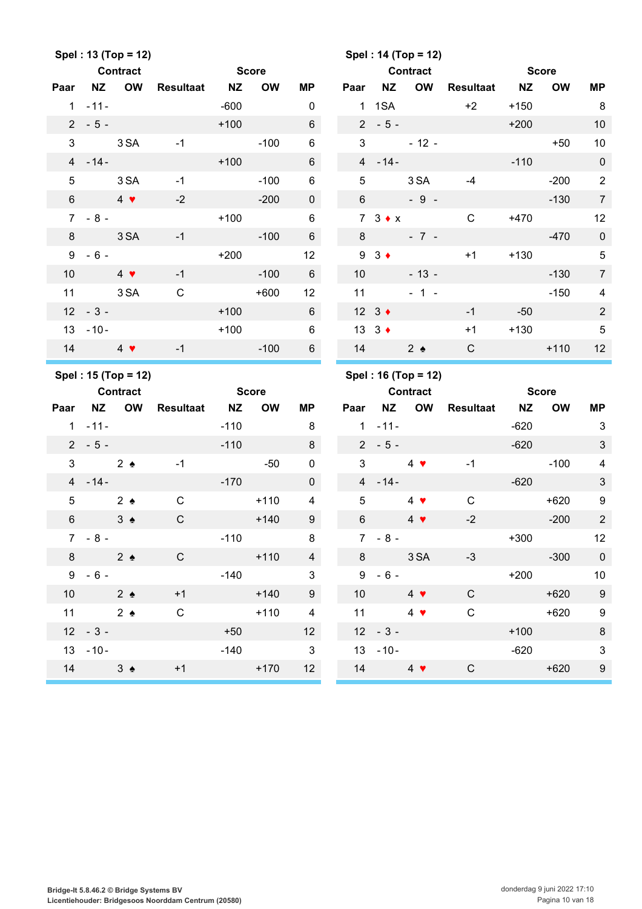**Spel : 13 (Top = 12)**

| Paar | Contract NZ | Contract OW | Resultaat | Score NZ | Score OW | MP |
|---|---|---|---|---|---|---|
| 1 | - 11 - | | | -600 | | 0 |
| 2 | - 5 - | | | +100 | | 6 |
| 3 | | 3 SA | -1 | | -100 | 6 |
| 4 | - 14 - | | | +100 | | 6 |
| 5 | | 3 SA | -1 | | -100 | 6 |
| 6 | | 4 ♥ | -2 | | -200 | 0 |
| 7 | - 8 - | | | +100 | | 6 |
| 8 | | 3 SA | -1 | | -100 | 6 |
| 9 | - 6 - | | | +200 | | 12 |
| 10 | | 4 ♥ | -1 | | -100 | 6 |
| 11 | | 3 SA | C | | +600 | 12 |
| 12 | - 3 - | | | +100 | | 6 |
| 13 | - 10 - | | | +100 | | 6 |
| 14 | | 4 ♥ | -1 | | -100 | 6 |

**Spel : 14 (Top = 12)**

| Paar | Contract NZ | Contract OW | Resultaat | Score NZ | Score OW | MP |
|---|---|---|---|---|---|---|
| 1 | 1SA | | +2 | +150 | | 8 |
| 2 | - 5 - | | | +200 | | 10 |
| 3 | | - 12 - | | | +50 | 10 |
| 4 | - 14 - | | | -110 | | 0 |
| 5 | | 3 SA | -4 | | -200 | 2 |
| 6 | | - 9 - | | | -130 | 7 |
| 7 | 3 ♦ x | | C | +470 | | 12 |
| 8 | | - 7 - | | | -470 | 0 |
| 9 | 3 ♦ | | +1 | +130 | | 5 |
| 10 | | - 13 - | | | -130 | 7 |
| 11 | | - 1 - | | | -150 | 4 |
| 12 | 3 ♦ | | -1 | -50 | | 2 |
| 13 | 3 ♦ | | +1 | +130 | | 5 |
| 14 | | 2 ♠ | C | | +110 | 12 |

**Spel : 15 (Top = 12)**

| Paar | Contract NZ | Contract OW | Resultaat | Score NZ | Score OW | MP |
|---|---|---|---|---|---|---|
| 1 | - 11 - | | | -110 | | 8 |
| 2 | - 5 - | | | -110 | | 8 |
| 3 | | 2 ♠ | -1 | | -50 | 0 |
| 4 | - 14 - | | | -170 | | 0 |
| 5 | | 2 ♠ | C | | +110 | 4 |
| 6 | | 3 ♠ | C | | +140 | 9 |
| 7 | - 8 - | | | -110 | | 8 |
| 8 | | 2 ♠ | C | | +110 | 4 |
| 9 | - 6 - | | | -140 | | 3 |
| 10 | | 2 ♠ | +1 | | +140 | 9 |
| 11 | | 2 ♠ | C | | +110 | 4 |
| 12 | - 3 - | | | +50 | | 12 |
| 13 | - 10 - | | | -140 | | 3 |
| 14 | | 3 ♠ | +1 | | +170 | 12 |

**Spel : 16 (Top = 12)**

| Paar | Contract NZ | Contract OW | Resultaat | Score NZ | Score OW | MP |
|---|---|---|---|---|---|---|
| 1 | - 11 - | | | -620 | | 3 |
| 2 | - 5 - | | | -620 | | 3 |
| 3 | | 4 ♥ | -1 | | -100 | 4 |
| 4 | - 14 - | | | -620 | | 3 |
| 5 | | 4 ♥ | C | | +620 | 9 |
| 6 | | 4 ♥ | -2 | | -200 | 2 |
| 7 | - 8 - | | | +300 | | 12 |
| 8 | | 3 SA | -3 | | -300 | 0 |
| 9 | - 6 - | | | +200 | | 10 |
| 10 | | 4 ♥ | C | | +620 | 9 |
| 11 | | 4 ♥ | C | | +620 | 9 |
| 12 | - 3 - | | | +100 | | 8 |
| 13 | - 10 - | | | -620 | | 3 |
| 14 | | 4 ♥ | C | | +620 | 9 |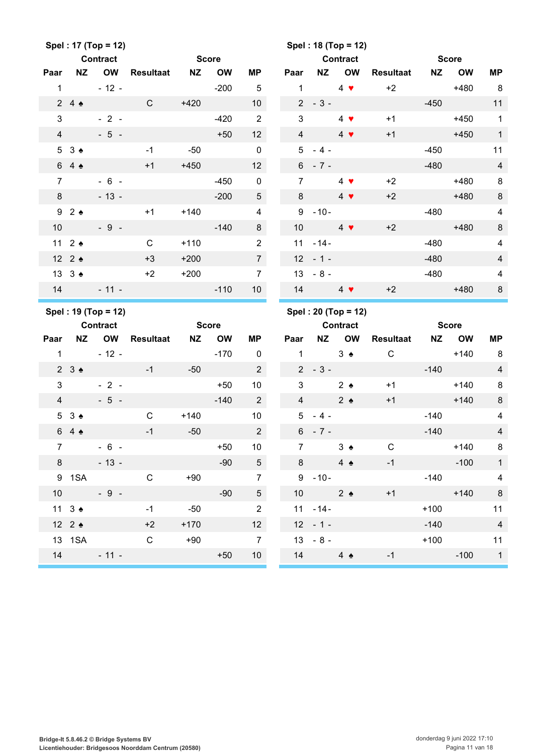**Spel : 17 (Top = 12)**

| Paar | Contract NZ | Contract OW | Resultaat | Score NZ | Score OW | MP |
|---|---|---|---|---|---|---|
| 1 | | - 12 - | | | -200 | 5 |
| 2 | 4 ♠ | | C | +420 | | 10 |
| 3 | | - 2 - | | | -420 | 2 |
| 4 | | - 5 - | | | +50 | 12 |
| 5 | 3 ♠ | | -1 | -50 | | 0 |
| 6 | 4 ♠ | | +1 | +450 | | 12 |
| 7 | | - 6 - | | | -450 | 0 |
| 8 | | - 13 - | | | -200 | 5 |
| 9 | 2 ♠ | | +1 | +140 | | 4 |
| 10 | | - 9 - | | | -140 | 8 |
| 11 | 2 ♠ | | C | +110 | | 2 |
| 12 | 2 ♠ | | +3 | +200 | | 7 |
| 13 | 3 ♠ | | +2 | +200 | | 7 |
| 14 | | - 11 - | | | -110 | 10 |

**Spel : 18 (Top = 12)**

| Paar | Contract NZ | Contract OW | Resultaat | Score NZ | Score OW | MP |
|---|---|---|---|---|---|---|
| 1 | | 4 ♥ | +2 | | +480 | 8 |
| 2 | - 3 - | | | -450 | | 11 |
| 3 | | 4 ♥ | +1 | | +450 | 1 |
| 4 | | 4 ♥ | +1 | | +450 | 1 |
| 5 | - 4 - | | | -450 | | 11 |
| 6 | - 7 - | | | -480 | | 4 |
| 7 | | 4 ♥ | +2 | | +480 | 8 |
| 8 | | 4 ♥ | +2 | | +480 | 8 |
| 9 | - 10 - | | | -480 | | 4 |
| 10 | | 4 ♥ | +2 | | +480 | 8 |
| 11 | - 14 - | | | -480 | | 4 |
| 12 | - 1 - | | | -480 | | 4 |
| 13 | - 8 - | | | -480 | | 4 |
| 14 | | 4 ♥ | +2 | | +480 | 8 |

**Spel : 19 (Top = 12)**

| Paar | Contract NZ | Contract OW | Resultaat | Score NZ | Score OW | MP |
|---|---|---|---|---|---|---|
| 1 | | - 12 - | | | -170 | 0 |
| 2 | 3 ♠ | | -1 | -50 | | 2 |
| 3 | | - 2 - | | | +50 | 10 |
| 4 | | - 5 - | | | -140 | 2 |
| 5 | 3 ♠ | | C | +140 | | 10 |
| 6 | 4 ♠ | | -1 | -50 | | 2 |
| 7 | | - 6 - | | | +50 | 10 |
| 8 | | - 13 - | | | -90 | 5 |
| 9 | 1SA | | C | +90 | | 7 |
| 10 | | - 9 - | | | -90 | 5 |
| 11 | 3 ♠ | | -1 | -50 | | 2 |
| 12 | 2 ♠ | | +2 | +170 | | 12 |
| 13 | 1SA | | C | +90 | | 7 |
| 14 | | - 11 - | | | +50 | 10 |

**Spel : 20 (Top = 12)**

| Paar | Contract NZ | Contract OW | Resultaat | Score NZ | Score OW | MP |
|---|---|---|---|---|---|---|
| 1 | | 3 ♠ | C | | +140 | 8 |
| 2 | - 3 - | | | -140 | | 4 |
| 3 | | 2 ♠ | +1 | | +140 | 8 |
| 4 | | 2 ♠ | +1 | | +140 | 8 |
| 5 | - 4 - | | | -140 | | 4 |
| 6 | - 7 - | | | -140 | | 4 |
| 7 | | 3 ♠ | C | | +140 | 8 |
| 8 | | 4 ♠ | -1 | | -100 | 1 |
| 9 | - 10 - | | | -140 | | 4 |
| 10 | | 2 ♠ | +1 | | +140 | 8 |
| 11 | - 14 - | | | +100 | | 11 |
| 12 | - 1 - | | | -140 | | 4 |
| 13 | - 8 - | | | +100 | | 11 |
| 14 | | 4 ♠ | -1 | | -100 | 1 |

Bridge-It 5.8.46.2 © Bridge Systems BV
Licentiehouder: Bridgesoos Noorddam Centrum (20580)

donderdag 9 juni 2022 17:10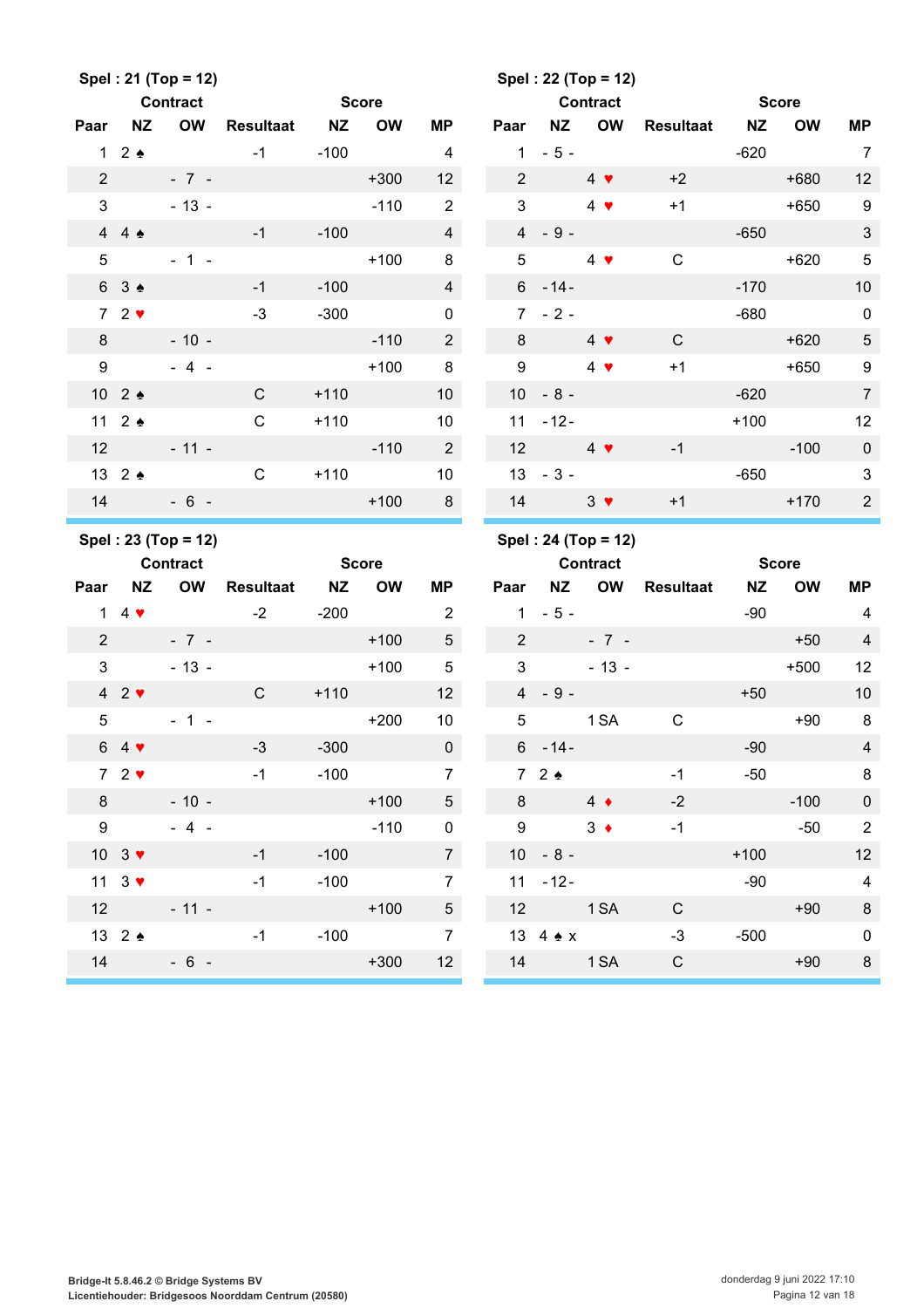**Spel : 21 (Top = 12)**

| Paar | Contract NZ | Contract OW | Resultaat | Score NZ | Score OW | MP |
|---|---|---|---|---|---|---|
| 1 | 2 ♠ | | -1 | -100 | | 4 |
| 2 | | - 7 - | | | +300 | 12 |
| 3 | | - 13 - | | | -110 | 2 |
| 4 | 4 ♠ | | -1 | -100 | | 4 |
| 5 | | - 1 - | | | +100 | 8 |
| 6 | 3 ♠ | | -1 | -100 | | 4 |
| 7 | 2 ♥ | | -3 | -300 | | 0 |
| 8 | | - 10 - | | | -110 | 2 |
| 9 | | - 4 - | | | +100 | 8 |
| 10 | 2 ♠ | | C | +110 | | 10 |
| 11 | 2 ♠ | | C | +110 | | 10 |
| 12 | | - 11 - | | | -110 | 2 |
| 13 | 2 ♠ | | C | +110 | | 10 |
| 14 | | - 6 - | | | +100 | 8 |

**Spel : 22 (Top = 12)**

| Paar | Contract NZ | Contract OW | Resultaat | Score NZ | Score OW | MP |
|---|---|---|---|---|---|---|
| 1 | - 5 - | | | -620 | | 7 |
| 2 | | 4 ♥ | +2 | | +680 | 12 |
| 3 | | 4 ♥ | +1 | | +650 | 9 |
| 4 | - 9 - | | | -650 | | 3 |
| 5 | | 4 ♥ | C | | +620 | 5 |
| 6 | - 14 - | | | -170 | | 10 |
| 7 | - 2 - | | | -680 | | 0 |
| 8 | | 4 ♥ | C | | +620 | 5 |
| 9 | | 4 ♥ | +1 | | +650 | 9 |
| 10 | - 8 - | | | -620 | | 7 |
| 11 | - 12 - | | | +100 | | 12 |
| 12 | | 4 ♥ | -1 | | -100 | 0 |
| 13 | - 3 - | | | -650 | | 3 |
| 14 | | 3 ♥ | +1 | | +170 | 2 |

**Spel : 23 (Top = 12)**

| Paar | Contract NZ | Contract OW | Resultaat | Score NZ | Score OW | MP |
|---|---|---|---|---|---|---|
| 1 | 4 ♥ | | -2 | -200 | | 2 |
| 2 | | - 7 - | | | +100 | 5 |
| 3 | | - 13 - | | | +100 | 5 |
| 4 | 2 ♥ | | C | +110 | | 12 |
| 5 | | - 1 - | | | +200 | 10 |
| 6 | 4 ♥ | | -3 | -300 | | 0 |
| 7 | 2 ♥ | | -1 | -100 | | 7 |
| 8 | | - 10 - | | | +100 | 5 |
| 9 | | - 4 - | | | -110 | 0 |
| 10 | 3 ♥ | | -1 | -100 | | 7 |
| 11 | 3 ♥ | | -1 | -100 | | 7 |
| 12 | | - 11 - | | | +100 | 5 |
| 13 | 2 ♠ | | -1 | -100 | | 7 |
| 14 | | - 6 - | | | +300 | 12 |

**Spel : 24 (Top = 12)**

| Paar | Contract NZ | Contract OW | Resultaat | Score NZ | Score OW | MP |
|---|---|---|---|---|---|---|
| 1 | - 5 - | | | -90 | | 4 |
| 2 | | - 7 - | | | +50 | 4 |
| 3 | | - 13 - | | | +500 | 12 |
| 4 | - 9 - | | | +50 | | 10 |
| 5 | | 1 SA | C | | +90 | 8 |
| 6 | - 14 - | | | -90 | | 4 |
| 7 | 2 ♠ | | -1 | -50 | | 8 |
| 8 | | 4 ♦ | -2 | | -100 | 0 |
| 9 | | 3 ♦ | -1 | | -50 | 2 |
| 10 | - 8 - | | | +100 | | 12 |
| 11 | - 12 - | | | -90 | | 4 |
| 12 | | 1 SA | C | | +90 | 8 |
| 13 | 4 ♠ x | | -3 | -500 | | 0 |
| 14 | | 1 SA | C | | +90 | 8 |

Bridge-It 5.8.46.2 © Bridge Systems BV
Licentiehouder: Bridgesoos Noorddam Centrum (20580)

donderdag 9 juni 2022 17:10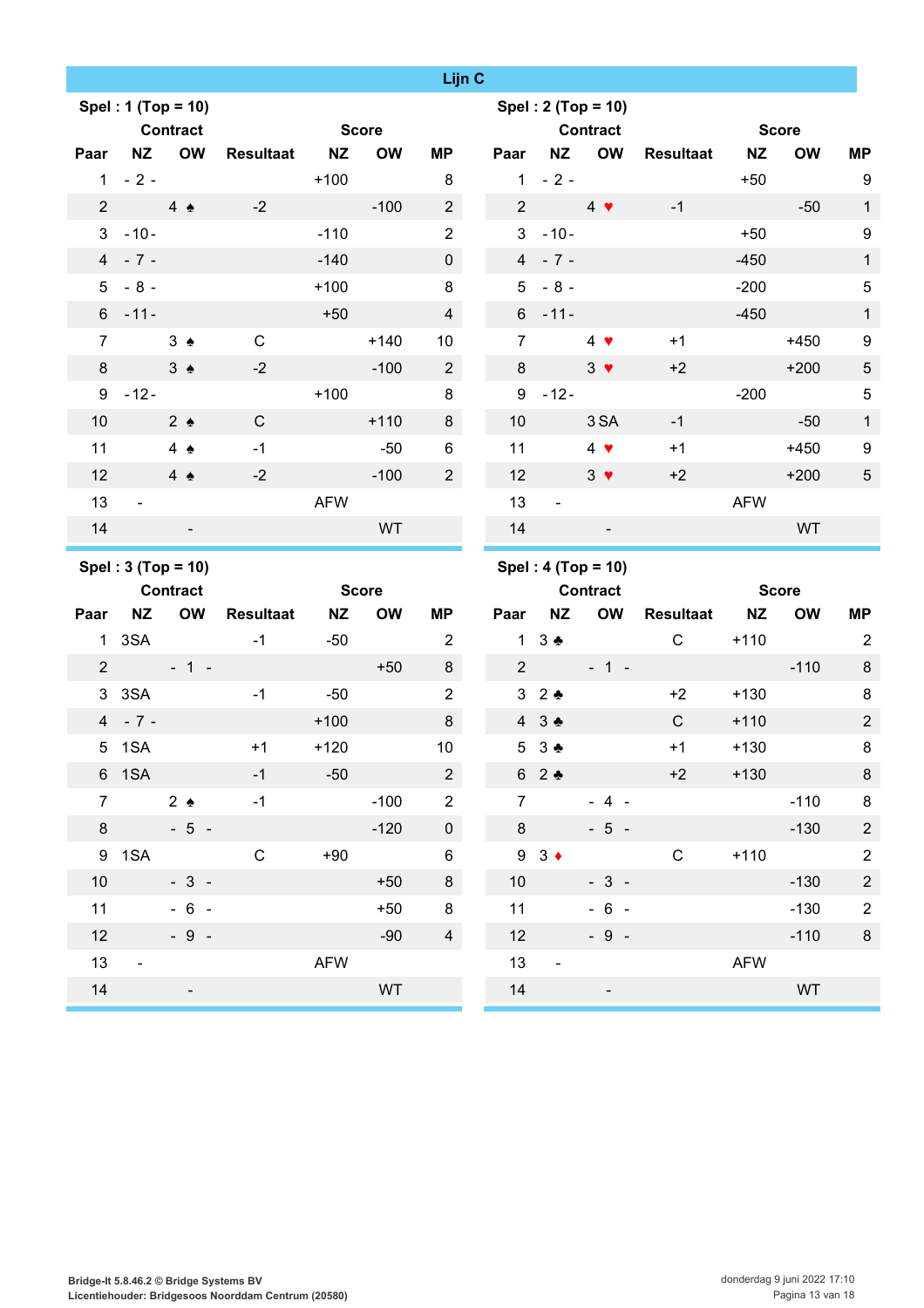## Lijn C

### Spel : 1 (Top = 10)

| Paar | Contract NZ | Contract OW | Resultaat | Score NZ | Score OW | MP |
|---|---|---|---|---|---|---|
| 1 | - 2 - | | | +100 | | 8 |
| 2 | | 4 ♠ | -2 | | -100 | 2 |
| 3 | - 10 - | | | -110 | | 2 |
| 4 | - 7 - | | | -140 | | 0 |
| 5 | - 8 - | | | +100 | | 8 |
| 6 | - 11 - | | | +50 | | 4 |
| 7 | | 3 ♠ | C | | +140 | 10 |
| 8 | | 3 ♠ | -2 | | -100 | 2 |
| 9 | - 12 - | | | +100 | | 8 |
| 10 | | 2 ♠ | C | | +110 | 8 |
| 11 | | 4 ♠ | -1 | | -50 | 6 |
| 12 | | 4 ♠ | -2 | | -100 | 2 |
| 13 | - | | | AFW | | |
| 14 | | - | | | WT | |

### Spel : 2 (Top = 10)

| Paar | Contract NZ | Contract OW | Resultaat | Score NZ | Score OW | MP |
|---|---|---|---|---|---|---|
| 1 | - 2 - | | | +50 | | 9 |
| 2 | | 4 ♥ | -1 | | -50 | 1 |
| 3 | - 10 - | | | +50 | | 9 |
| 4 | - 7 - | | | -450 | | 1 |
| 5 | - 8 - | | | -200 | | 5 |
| 6 | - 11 - | | | -450 | | 1 |
| 7 | | 4 ♥ | +1 | | +450 | 9 |
| 8 | | 3 ♥ | +2 | | +200 | 5 |
| 9 | - 12 - | | | -200 | | 5 |
| 10 | | 3 SA | -1 | | -50 | 1 |
| 11 | | 4 ♥ | +1 | | +450 | 9 |
| 12 | | 3 ♥ | +2 | | +200 | 5 |
| 13 | - | | | AFW | | |
| 14 | | - | | | WT | |

### Spel : 3 (Top = 10)

| Paar | Contract NZ | Contract OW | Resultaat | Score NZ | Score OW | MP |
|---|---|---|---|---|---|---|
| 1 | 3SA | | -1 | -50 | | 2 |
| 2 | | - 1 - | | | +50 | 8 |
| 3 | 3SA | | -1 | -50 | | 2 |
| 4 | - 7 - | | | +100 | | 8 |
| 5 | 1SA | | +1 | +120 | | 10 |
| 6 | 1SA | | -1 | -50 | | 2 |
| 7 | | 2 ♠ | -1 | | -100 | 2 |
| 8 | | - 5 - | | | -120 | 0 |
| 9 | 1SA | | C | +90 | | 6 |
| 10 | | - 3 - | | | +50 | 8 |
| 11 | | - 6 - | | | +50 | 8 |
| 12 | | - 9 - | | | -90 | 4 |
| 13 | - | | | AFW | | |
| 14 | | - | | | WT | |

### Spel : 4 (Top = 10)

| Paar | Contract NZ | Contract OW | Resultaat | Score NZ | Score OW | MP |
|---|---|---|---|---|---|---|
| 1 | 3 ♣ | | C | +110 | | 2 |
| 2 | | - 1 - | | | -110 | 8 |
| 3 | 2 ♣ | | +2 | +130 | | 8 |
| 4 | 3 ♣ | | C | +110 | | 2 |
| 5 | 3 ♣ | | +1 | +130 | | 8 |
| 6 | 2 ♣ | | +2 | +130 | | 8 |
| 7 | | - 4 - | | | -110 | 8 |
| 8 | | - 5 - | | | -130 | 2 |
| 9 | 3 ♦ | | C | +110 | | 2 |
| 10 | | - 3 - | | | -130 | 2 |
| 11 | | - 6 - | | | -130 | 2 |
| 12 | | - 9 - | | | -110 | 8 |
| 13 | - | | | AFW | | |
| 14 | | - | | | WT | |

Bridge-It 5.8.46.2 © Bridge Systems BV
Licentiehouder: Bridgesoos Noorddam Centrum (20580)

donderdag 9 juni 2022 17:10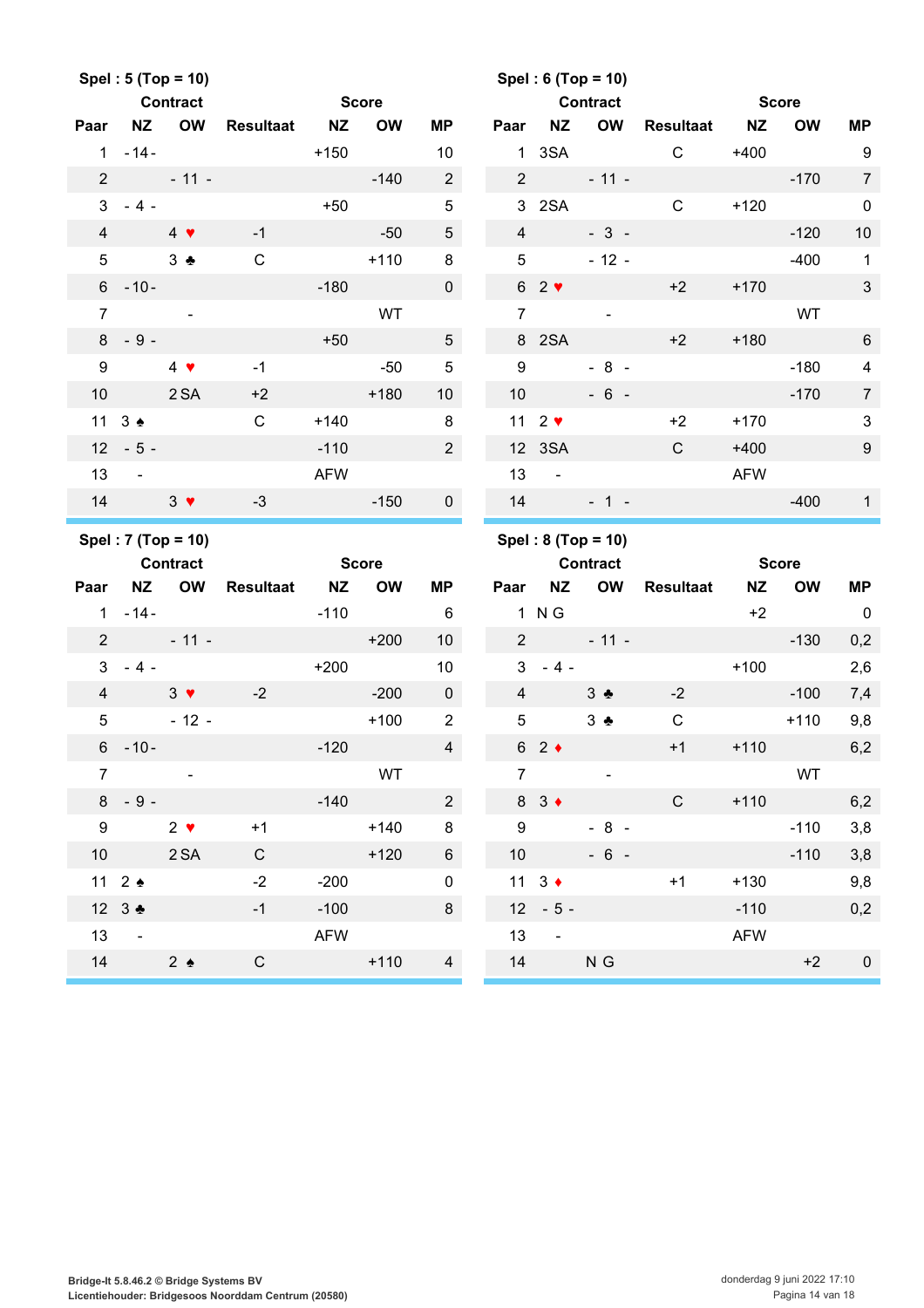### Spel : 5 (Top = 10)

| Paar | Contract NZ | Contract OW | Resultaat | Score NZ | Score OW | MP |
|---|---|---|---|---|---|---|
| 1 | - 14 - | | | +150 | | 10 |
| 2 | | - 11 - | | | -140 | 2 |
| 3 | - 4 - | | | +50 | | 5 |
| 4 | | 4 ♥ | -1 | | -50 | 5 |
| 5 | | 3 ♣ | C | | +110 | 8 |
| 6 | - 10 - | | | -180 | | 0 |
| 7 | | - | | | WT | |
| 8 | - 9 - | | | +50 | | 5 |
| 9 | | 4 ♥ | -1 | | -50 | 5 |
| 10 | | 2 SA | +2 | | +180 | 10 |
| 11 | 3 ♠ | | C | +140 | | 8 |
| 12 | - 5 - | | | -110 | | 2 |
| 13 | - | | | AFW | | |
| 14 | | 3 ♥ | -3 | | -150 | 0 |

### Spel : 6 (Top = 10)

| Paar | Contract NZ | Contract OW | Resultaat | Score NZ | Score OW | MP |
|---|---|---|---|---|---|---|
| 1 | 3SA | | C | +400 | | 9 |
| 2 | | - 11 - | | | -170 | 7 |
| 3 | 2SA | | C | +120 | | 0 |
| 4 | | - 3 - | | | -120 | 10 |
| 5 | | - 12 - | | | -400 | 1 |
| 6 | 2 ♥ | | +2 | +170 | | 3 |
| 7 | | - | | | WT | |
| 8 | 2SA | | +2 | +180 | | 6 |
| 9 | | - 8 - | | | -180 | 4 |
| 10 | | - 6 - | | | -170 | 7 |
| 11 | 2 ♥ | | +2 | +170 | | 3 |
| 12 | 3SA | | C | +400 | | 9 |
| 13 | - | | | AFW | | |
| 14 | | - 1 - | | | -400 | 1 |

### Spel : 7 (Top = 10)

| Paar | Contract NZ | Contract OW | Resultaat | Score NZ | Score OW | MP |
|---|---|---|---|---|---|---|
| 1 | - 14 - | | | -110 | | 6 |
| 2 | | - 11 - | | | +200 | 10 |
| 3 | - 4 - | | | +200 | | 10 |
| 4 | | 3 ♥ | -2 | | -200 | 0 |
| 5 | | - 12 - | | | +100 | 2 |
| 6 | - 10 - | | | -120 | | 4 |
| 7 | | - | | | WT | |
| 8 | - 9 - | | | -140 | | 2 |
| 9 | | 2 ♥ | +1 | | +140 | 8 |
| 10 | | 2 SA | C | | +120 | 6 |
| 11 | 2 ♠ | | -2 | -200 | | 0 |
| 12 | 3 ♣ | | -1 | -100 | | 8 |
| 13 | - | | | AFW | | |
| 14 | | 2 ♠ | C | | +110 | 4 |

### Spel : 8 (Top = 10)

| Paar | Contract NZ | Contract OW | Resultaat | Score NZ | Score OW | MP |
|---|---|---|---|---|---|---|
| 1 | N G | | | +2 | | 0 |
| 2 | | - 11 - | | | -130 | 0,2 |
| 3 | - 4 - | | | +100 | | 2,6 |
| 4 | | 3 ♣ | -2 | | -100 | 7,4 |
| 5 | | 3 ♣ | C | | +110 | 9,8 |
| 6 | 2 ♦ | | +1 | +110 | | 6,2 |
| 7 | | - | | | WT | |
| 8 | 3 ♦ | | C | +110 | | 6,2 |
| 9 | | - 8 - | | | -110 | 3,8 |
| 10 | | - 6 - | | | -110 | 3,8 |
| 11 | 3 ♦ | | +1 | +130 | | 9,8 |
| 12 | - 5 - | | | -110 | | 0,2 |
| 13 | - | | | AFW | | |
| 14 | | N G | | | +2 | 0 |

Bridge-It 5.8.46.2 © Bridge Systems BV
Licentiehouder: Bridgesoos Noorddam Centrum (20580)

donderdag 9 juni 2022 17:10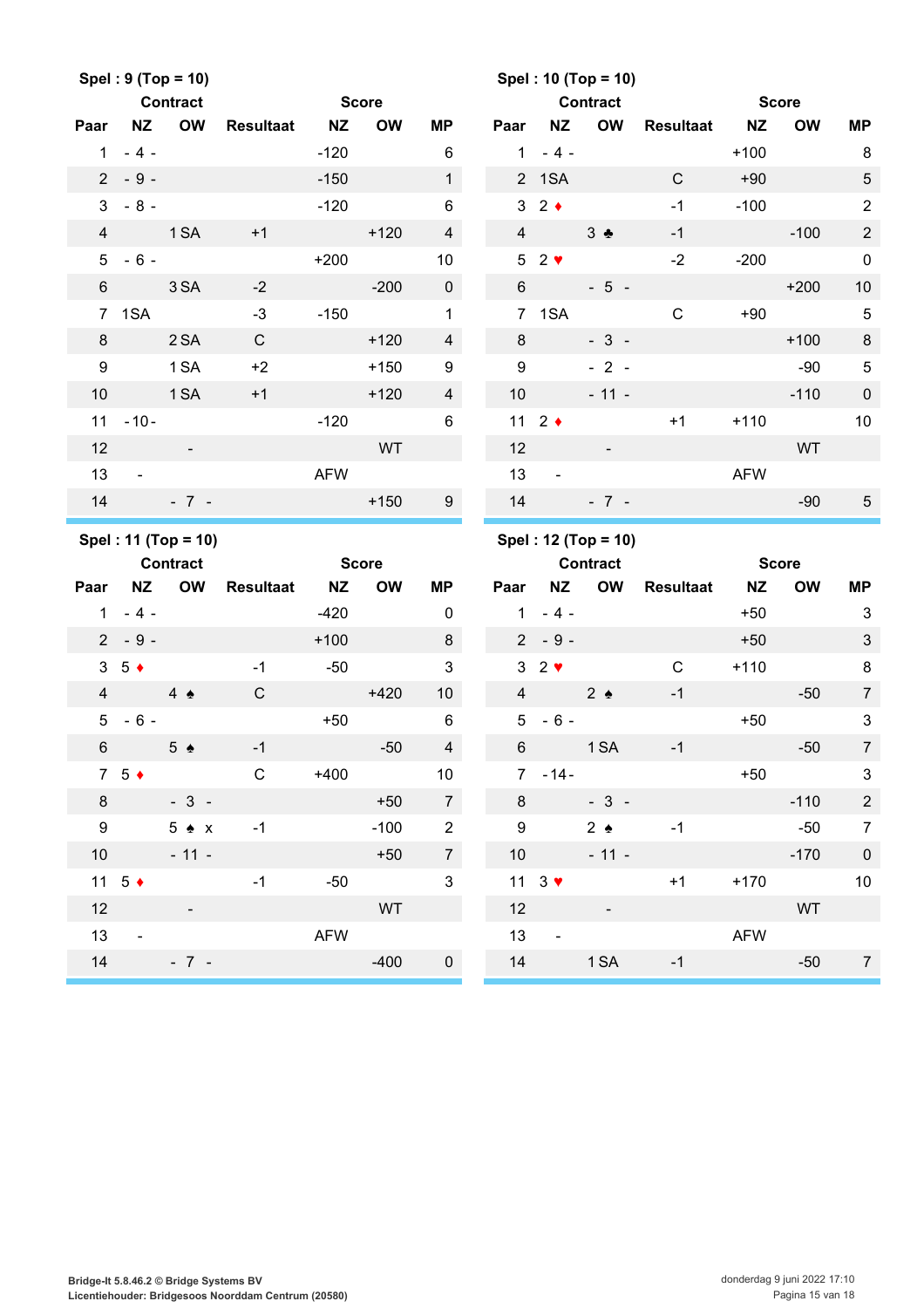**Spel : 9 (Top = 10)**

| Paar | Contract NZ | Contract OW | Resultaat | Score NZ | Score OW | MP |
|---|---|---|---|---|---|---|
| 1 | - 4 - | | | -120 | | 6 |
| 2 | - 9 - | | | -150 | | 1 |
| 3 | - 8 - | | | -120 | | 6 |
| 4 | | 1 SA | +1 | | +120 | 4 |
| 5 | - 6 - | | | +200 | | 10 |
| 6 | | 3 SA | -2 | | -200 | 0 |
| 7 | 1SA | | -3 | -150 | | 1 |
| 8 | | 2 SA | C | | +120 | 4 |
| 9 | | 1 SA | +2 | | +150 | 9 |
| 10 | | 1 SA | +1 | | +120 | 4 |
| 11 | - 10 - | | | -120 | | 6 |
| 12 | | - | | | WT | |
| 13 | - | | | AFW | | |
| 14 | | - 7 - | | | +150 | 9 |

**Spel : 10 (Top = 10)**

| Paar | Contract NZ | Contract OW | Resultaat | Score NZ | Score OW | MP |
|---|---|---|---|---|---|---|
| 1 | - 4 - | | | +100 | | 8 |
| 2 | 1SA | | C | +90 | | 5 |
| 3 | 2 ♦ | | -1 | -100 | | 2 |
| 4 | | 3 ♣ | -1 | | -100 | 2 |
| 5 | 2 ♥ | | -2 | -200 | | 0 |
| 6 | | - 5 - | | | +200 | 10 |
| 7 | 1SA | | C | +90 | | 5 |
| 8 | | - 3 - | | | +100 | 8 |
| 9 | | - 2 - | | | -90 | 5 |
| 10 | | - 11 - | | | -110 | 0 |
| 11 | 2 ♦ | | +1 | +110 | | 10 |
| 12 | | - | | | WT | |
| 13 | - | | | AFW | | |
| 14 | | - 7 - | | | -90 | 5 |

**Spel : 11 (Top = 10)**

| Paar | Contract NZ | Contract OW | Resultaat | Score NZ | Score OW | MP |
|---|---|---|---|---|---|---|
| 1 | - 4 - | | | -420 | | 0 |
| 2 | - 9 - | | | +100 | | 8 |
| 3 | 5 ♦ | | -1 | -50 | | 3 |
| 4 | | 4 ♠ | C | | +420 | 10 |
| 5 | - 6 - | | | +50 | | 6 |
| 6 | | 5 ♠ | -1 | | -50 | 4 |
| 7 | 5 ♦ | | C | +400 | | 10 |
| 8 | | - 3 - | | | +50 | 7 |
| 9 | | 5 ♠ x | -1 | | -100 | 2 |
| 10 | | - 11 - | | | +50 | 7 |
| 11 | 5 ♦ | | -1 | -50 | | 3 |
| 12 | | - | | | WT | |
| 13 | - | | | AFW | | |
| 14 | | - 7 - | | | -400 | 0 |

**Spel : 12 (Top = 10)**

| Paar | Contract NZ | Contract OW | Resultaat | Score NZ | Score OW | MP |
|---|---|---|---|---|---|---|
| 1 | - 4 - | | | +50 | | 3 |
| 2 | - 9 - | | | +50 | | 3 |
| 3 | 2 ♥ | | C | +110 | | 8 |
| 4 | | 2 ♠ | -1 | | -50 | 7 |
| 5 | - 6 - | | | +50 | | 3 |
| 6 | | 1 SA | -1 | | -50 | 7 |
| 7 | - 14 - | | | +50 | | 3 |
| 8 | | - 3 - | | | -110 | 2 |
| 9 | | 2 ♠ | -1 | | -50 | 7 |
| 10 | | - 11 - | | | -170 | 0 |
| 11 | 3 ♥ | | +1 | +170 | | 10 |
| 12 | | - | | | WT | |
| 13 | - | | | AFW | | |
| 14 | | 1 SA | -1 | | -50 | 7 |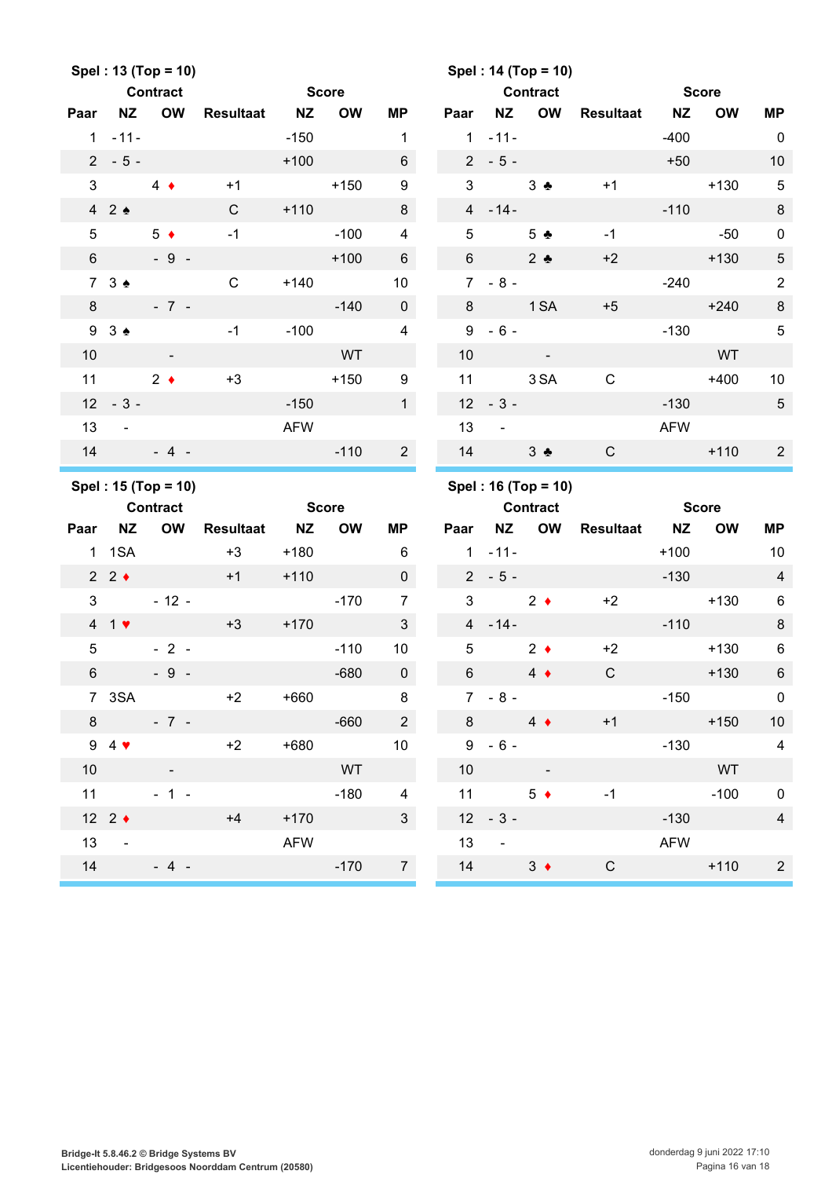**Spel : 13 (Top = 10)**

| Paar | Contract NZ | Contract OW | Resultaat | Score NZ | Score OW | MP |
|---|---|---|---|---|---|---|
| 1 | - 11 - | | | -150 | | 1 |
| 2 | - 5 - | | | +100 | | 6 |
| 3 | | 4 ♦ | +1 | | +150 | 9 |
| 4 | 2 ♠ | | C | +110 | | 8 |
| 5 | | 5 ♦ | -1 | | -100 | 4 |
| 6 | | - 9 - | | | +100 | 6 |
| 7 | 3 ♠ | | C | +140 | | 10 |
| 8 | | - 7 - | | | -140 | 0 |
| 9 | 3 ♠ | | -1 | -100 | | 4 |
| 10 | | - | | | WT | |
| 11 | | 2 ♦ | +3 | | +150 | 9 |
| 12 | - 3 - | | | -150 | | 1 |
| 13 | - | | | AFW | | |
| 14 | | - 4 - | | | -110 | 2 |

**Spel : 14 (Top = 10)**

| Paar | Contract NZ | Contract OW | Resultaat | Score NZ | Score OW | MP |
|---|---|---|---|---|---|---|
| 1 | - 11 - | | | -400 | | 0 |
| 2 | - 5 - | | | +50 | | 10 |
| 3 | | 3 ♣ | +1 | | +130 | 5 |
| 4 | - 14 - | | | -110 | | 8 |
| 5 | | 5 ♣ | -1 | | -50 | 0 |
| 6 | | 2 ♣ | +2 | | +130 | 5 |
| 7 | - 8 - | | | -240 | | 2 |
| 8 | | 1 SA | +5 | | +240 | 8 |
| 9 | - 6 - | | | -130 | | 5 |
| 10 | | - | | | WT | |
| 11 | | 3 SA | C | | +400 | 10 |
| 12 | - 3 - | | | -130 | | 5 |
| 13 | - | | | AFW | | |
| 14 | | 3 ♣ | C | | +110 | 2 |

**Spel : 15 (Top = 10)**

| Paar | Contract NZ | Contract OW | Resultaat | Score NZ | Score OW | MP |
|---|---|---|---|---|---|---|
| 1 | 1SA | | +3 | +180 | | 6 |
| 2 | 2 ♦ | | +1 | +110 | | 0 |
| 3 | | - 12 - | | | -170 | 7 |
| 4 | 1 ♥ | | +3 | +170 | | 3 |
| 5 | | - 2 - | | | -110 | 10 |
| 6 | | - 9 - | | | -680 | 0 |
| 7 | 3SA | | +2 | +660 | | 8 |
| 8 | | - 7 - | | | -660 | 2 |
| 9 | 4 ♥ | | +2 | +680 | | 10 |
| 10 | | - | | | WT | |
| 11 | | - 1 - | | | -180 | 4 |
| 12 | 2 ♦ | | +4 | +170 | | 3 |
| 13 | - | | | AFW | | |
| 14 | | - 4 - | | | -170 | 7 |

**Spel : 16 (Top = 10)**

| Paar | Contract NZ | Contract OW | Resultaat | Score NZ | Score OW | MP |
|---|---|---|---|---|---|---|
| 1 | - 11 - | | | +100 | | 10 |
| 2 | - 5 - | | | -130 | | 4 |
| 3 | | 2 ♦ | +2 | | +130 | 6 |
| 4 | - 14 - | | | -110 | | 8 |
| 5 | | 2 ♦ | +2 | | +130 | 6 |
| 6 | | 4 ♦ | C | | +130 | 6 |
| 7 | - 8 - | | | -150 | | 0 |
| 8 | | 4 ♦ | +1 | | +150 | 10 |
| 9 | - 6 - | | | -130 | | 4 |
| 10 | | - | | | WT | |
| 11 | | 5 ♦ | -1 | | -100 | 0 |
| 12 | - 3 - | | | -130 | | 4 |
| 13 | - | | | AFW | | |
| 14 | | 3 ♦ | C | | +110 | 2 |

Bridge-It 5.8.46.2 © Bridge Systems BV
Licentiehouder: Bridgesoos Noorddam Centrum (20580)

donderdag 9 juni 2022 17:10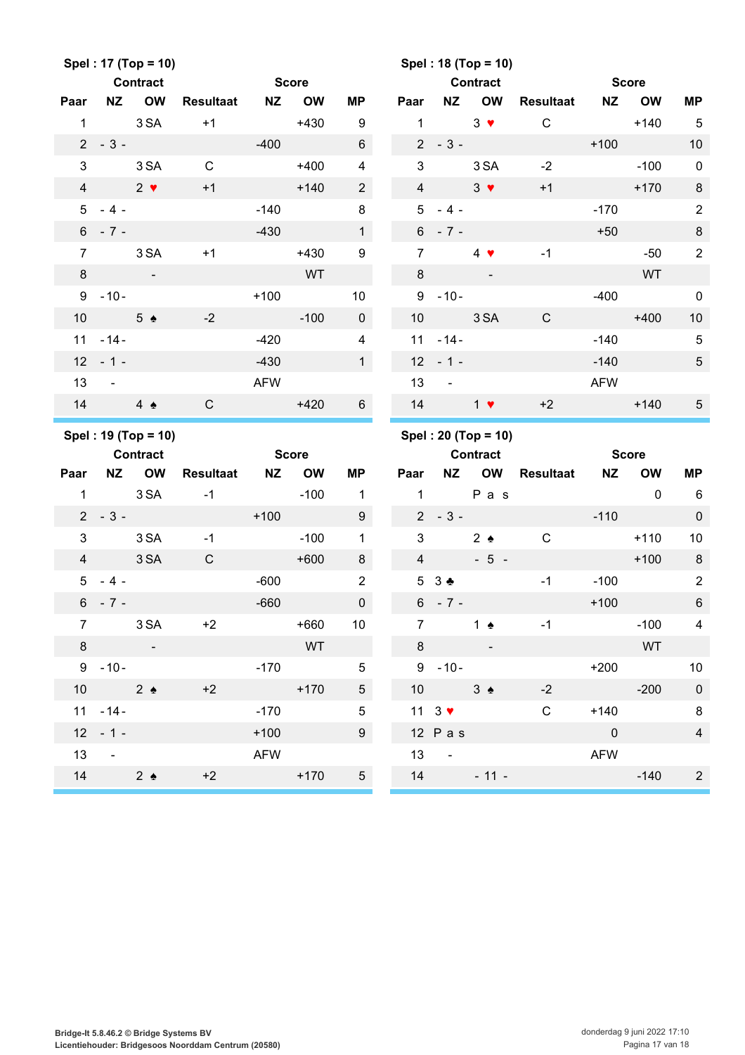**Spel : 17 (Top = 10)**

| Paar | Contract NZ | Contract OW | Resultaat | Score NZ | Score OW | MP |
|---|---|---|---|---|---|---|
| 1 | | 3 SA | +1 | | +430 | 9 |
| 2 | - 3 - | | | -400 | | 6 |
| 3 | | 3 SA | C | | +400 | 4 |
| 4 | | 2 ♥ | +1 | | +140 | 2 |
| 5 | - 4 - | | | -140 | | 8 |
| 6 | - 7 - | | | -430 | | 1 |
| 7 | | 3 SA | +1 | | +430 | 9 |
| 8 | | - | | | WT | |
| 9 | -10- | | | +100 | | 10 |
| 10 | | 5 ♠ | -2 | | -100 | 0 |
| 11 | -14- | | | -420 | | 4 |
| 12 | - 1 - | | | -430 | | 1 |
| 13 | - | | | AFW | | |
| 14 | | 4 ♠ | C | | +420 | 6 |

**Spel : 18 (Top = 10)**

| Paar | Contract NZ | Contract OW | Resultaat | Score NZ | Score OW | MP |
|---|---|---|---|---|---|---|
| 1 | | 3 ♥ | C | | +140 | 5 |
| 2 | - 3 - | | | +100 | | 10 |
| 3 | | 3 SA | -2 | | -100 | 0 |
| 4 | | 3 ♥ | +1 | | +170 | 8 |
| 5 | - 4 - | | | -170 | | 2 |
| 6 | - 7 - | | | +50 | | 8 |
| 7 | | 4 ♥ | -1 | | -50 | 2 |
| 8 | | - | | | WT | |
| 9 | -10- | | | -400 | | 0 |
| 10 | | 3 SA | C | | +400 | 10 |
| 11 | -14- | | | -140 | | 5 |
| 12 | - 1 - | | | -140 | | 5 |
| 13 | - | | | AFW | | |
| 14 | | 1 ♥ | +2 | | +140 | 5 |

**Spel : 19 (Top = 10)**

| Paar | Contract NZ | Contract OW | Resultaat | Score NZ | Score OW | MP |
|---|---|---|---|---|---|---|
| 1 | | 3 SA | -1 | | -100 | 1 |
| 2 | - 3 - | | | +100 | | 9 |
| 3 | | 3 SA | -1 | | -100 | 1 |
| 4 | | 3 SA | C | | +600 | 8 |
| 5 | - 4 - | | | -600 | | 2 |
| 6 | - 7 - | | | -660 | | 0 |
| 7 | | 3 SA | +2 | | +660 | 10 |
| 8 | | - | | | WT | |
| 9 | -10- | | | -170 | | 5 |
| 10 | | 2 ♠ | +2 | | +170 | 5 |
| 11 | -14- | | | -170 | | 5 |
| 12 | - 1 - | | | +100 | | 9 |
| 13 | - | | | AFW | | |
| 14 | | 2 ♠ | +2 | | +170 | 5 |

**Spel : 20 (Top = 10)**

| Paar | Contract NZ | Contract OW | Resultaat | Score NZ | Score OW | MP |
|---|---|---|---|---|---|---|
| 1 | | P a s | | | 0 | 6 |
| 2 | - 3 - | | | -110 | | 0 |
| 3 | | 2 ♠ | C | | +110 | 10 |
| 4 | | - 5 - | | | +100 | 8 |
| 5 | 3 ♣ | | -1 | -100 | | 2 |
| 6 | - 7 - | | | +100 | | 6 |
| 7 | | 1 ♠ | -1 | | -100 | 4 |
| 8 | | - | | | WT | |
| 9 | -10- | | | +200 | | 10 |
| 10 | | 3 ♠ | -2 | | -200 | 0 |
| 11 | 3 ♥ | | C | +140 | | 8 |
| 12 | P a s | | | 0 | | 4 |
| 13 | - | | | AFW | | |
| 14 | | - 11 - | | | -140 | 2 |

Bridge-It 5.8.46.2 © Bridge Systems BV
Licentiehouder: Bridgesoos Noorddam Centrum (20580)

donderdag 9 juni 2022 17:10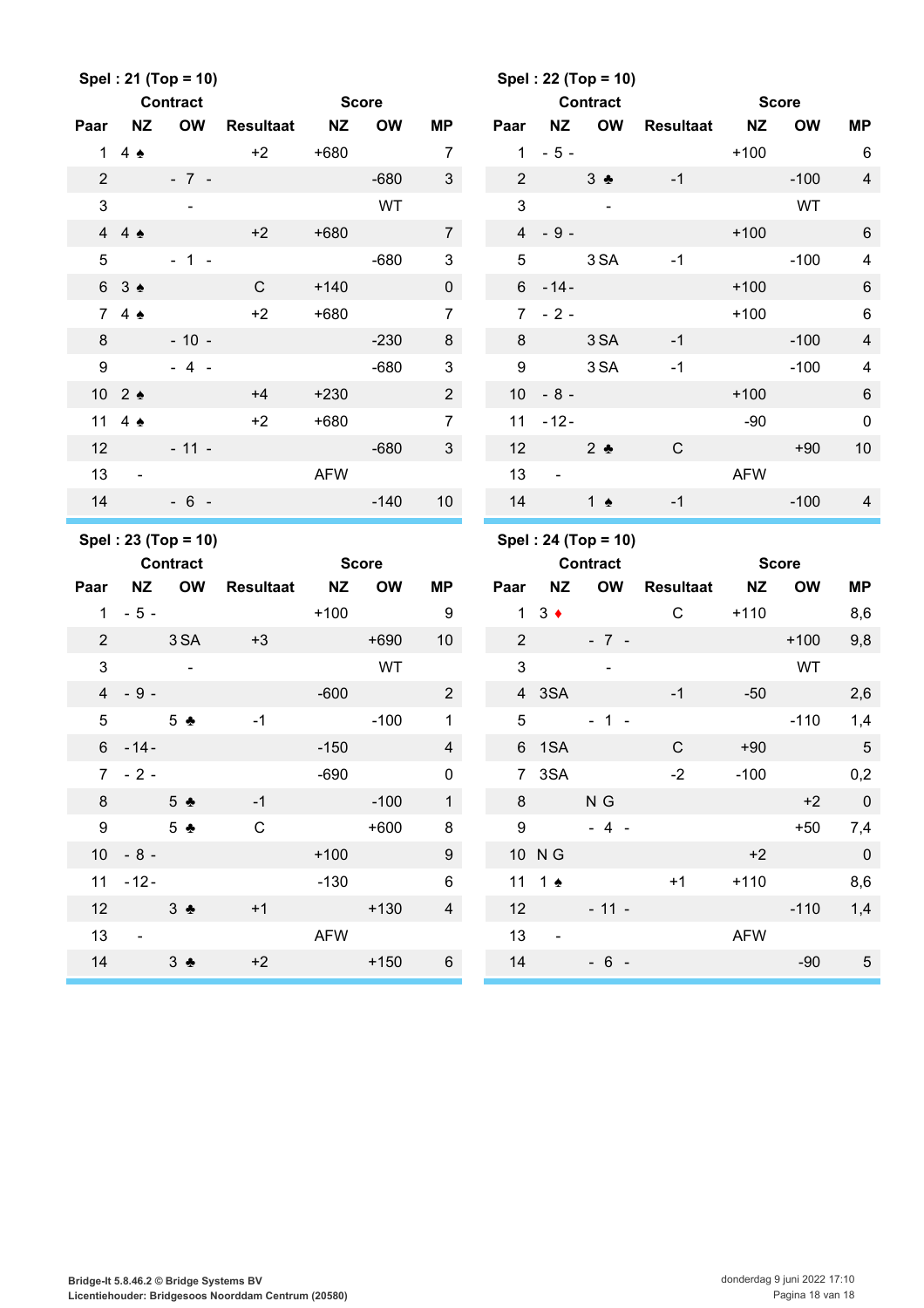**Spel : 21 (Top = 10)**

| Paar | NZ | OW | Resultaat | Score NZ | Score OW | MP |
|---|---|---|---|---|---|---|
| 1 | 4 ♠ | | +2 | +680 | | 7 |
| 2 | | - 7 - | | | -680 | 3 |
| 3 | | - | | | WT | |
| 4 | 4 ♠ | | +2 | +680 | | 7 |
| 5 | | - 1 - | | | -680 | 3 |
| 6 | 3 ♠ | | C | +140 | | 0 |
| 7 | 4 ♠ | | +2 | +680 | | 7 |
| 8 | | - 10 - | | | -230 | 8 |
| 9 | | - 4 - | | | -680 | 3 |
| 10 | 2 ♠ | | +4 | +230 | | 2 |
| 11 | 4 ♠ | | +2 | +680 | | 7 |
| 12 | | - 11 - | | | -680 | 3 |
| 13 | - | | | AFW | | |
| 14 | | - 6 - | | | -140 | 10 |

**Spel : 22 (Top = 10)**

| Paar | NZ | OW | Resultaat | Score NZ | Score OW | MP |
|---|---|---|---|---|---|---|
| 1 | - 5 - | | | +100 | | 6 |
| 2 | | 3 ♣ | -1 | | -100 | 4 |
| 3 | | - | | | WT | |
| 4 | - 9 - | | | +100 | | 6 |
| 5 | | 3 SA | -1 | | -100 | 4 |
| 6 | - 14 - | | | +100 | | 6 |
| 7 | - 2 - | | | +100 | | 6 |
| 8 | | 3 SA | -1 | | -100 | 4 |
| 9 | | 3 SA | -1 | | -100 | 4 |
| 10 | - 8 - | | | +100 | | 6 |
| 11 | - 12 - | | | -90 | | 0 |
| 12 | | 2 ♣ | C | | +90 | 10 |
| 13 | - | | | AFW | | |
| 14 | | 1 ♠ | -1 | | -100 | 4 |

**Spel : 23 (Top = 10)**

| Paar | NZ | OW | Resultaat | Score NZ | Score OW | MP |
|---|---|---|---|---|---|---|
| 1 | - 5 - | | | +100 | | 9 |
| 2 | | 3 SA | +3 | | +690 | 10 |
| 3 | | - | | | WT | |
| 4 | - 9 - | | | -600 | | 2 |
| 5 | | 5 ♣ | -1 | | -100 | 1 |
| 6 | - 14 - | | | -150 | | 4 |
| 7 | - 2 - | | | -690 | | 0 |
| 8 | | 5 ♣ | -1 | | -100 | 1 |
| 9 | | 5 ♣ | C | | +600 | 8 |
| 10 | - 8 - | | | +100 | | 9 |
| 11 | - 12 - | | | -130 | | 6 |
| 12 | | 3 ♣ | +1 | | +130 | 4 |
| 13 | - | | | AFW | | |
| 14 | | 3 ♣ | +2 | | +150 | 6 |

**Spel : 24 (Top = 10)**

| Paar | NZ | OW | Resultaat | Score NZ | Score OW | MP |
|---|---|---|---|---|---|---|
| 1 | 3 ♦ | | C | +110 | | 8,6 |
| 2 | | - 7 - | | | +100 | 9,8 |
| 3 | | - | | | WT | |
| 4 | 3SA | | -1 | -50 | | 2,6 |
| 5 | | - 1 - | | | -110 | 1,4 |
| 6 | 1SA | | C | +90 | | 5 |
| 7 | 3SA | | -2 | -100 | | 0,2 |
| 8 | | N G | | | +2 | 0 |
| 9 | | - 4 - | | | +50 | 7,4 |
| 10 | N G | | | +2 | | 0 |
| 11 | 1 ♠ | | +1 | +110 | | 8,6 |
| 12 | | - 11 - | | | -110 | 1,4 |
| 13 | - | | | AFW | | |
| 14 | | - 6 - | | | -90 | 5 |

Bridge-It 5.8.46.2 © Bridge Systems BV
Licentiehouder: Bridgesoos Noorddam Centrum (20580)

donderdag 9 juni 2022 17:10